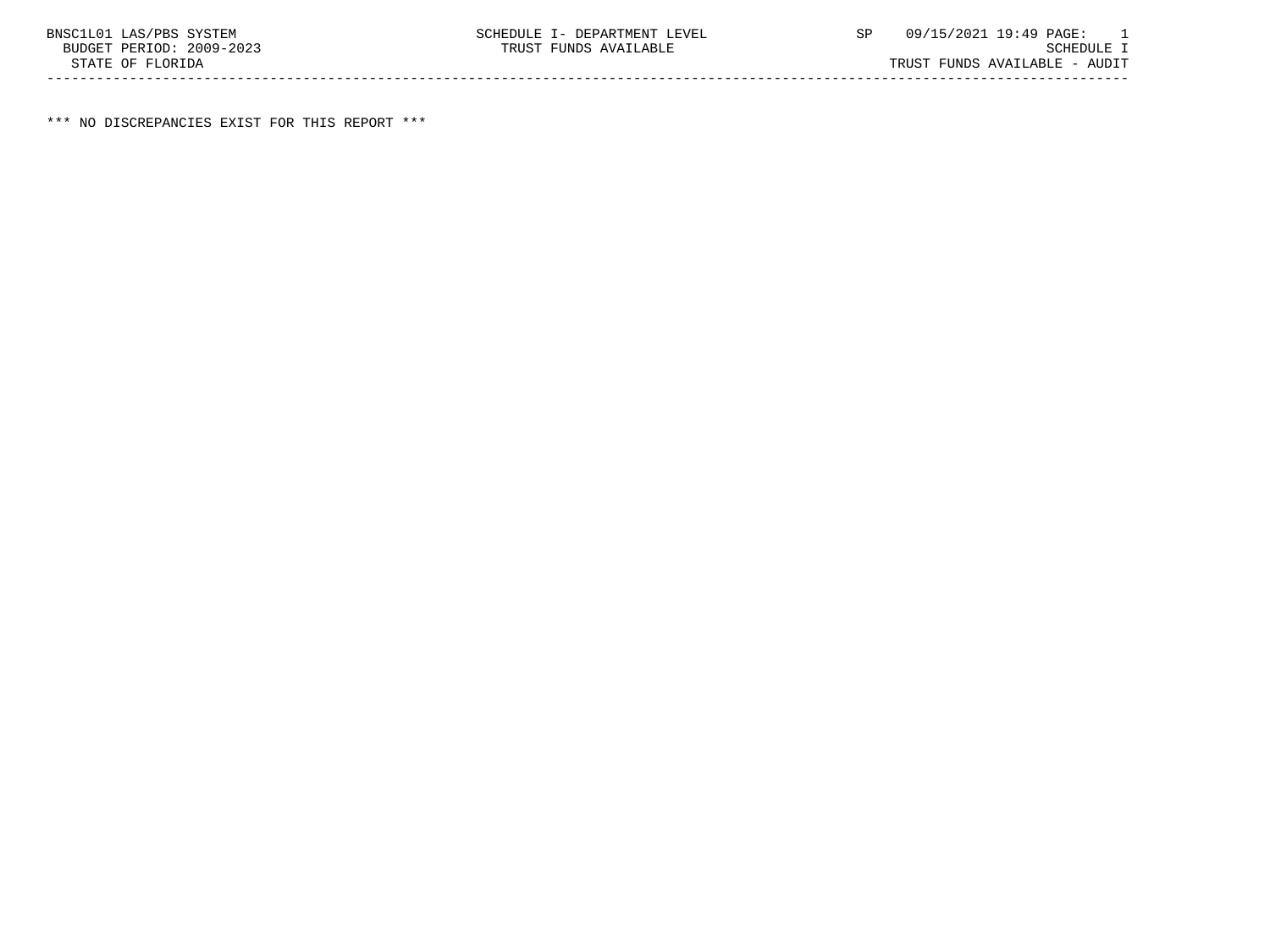BNSC1L01 LAS/PBS SYSTEM SCHEDULE I- DEPARTMENT LEVEL SP 09/15/2021 19:49 PAGE: 1
BUDGET PERIOD: 2009-2023 TRUST FUNDS AVAILABLE SCHEDULE I
STATE OF FLORIDA TRUST FUNDS AVAILABLE - AUDIT

---

*** NO DISCREPANCIES EXIST FOR THIS REPORT ***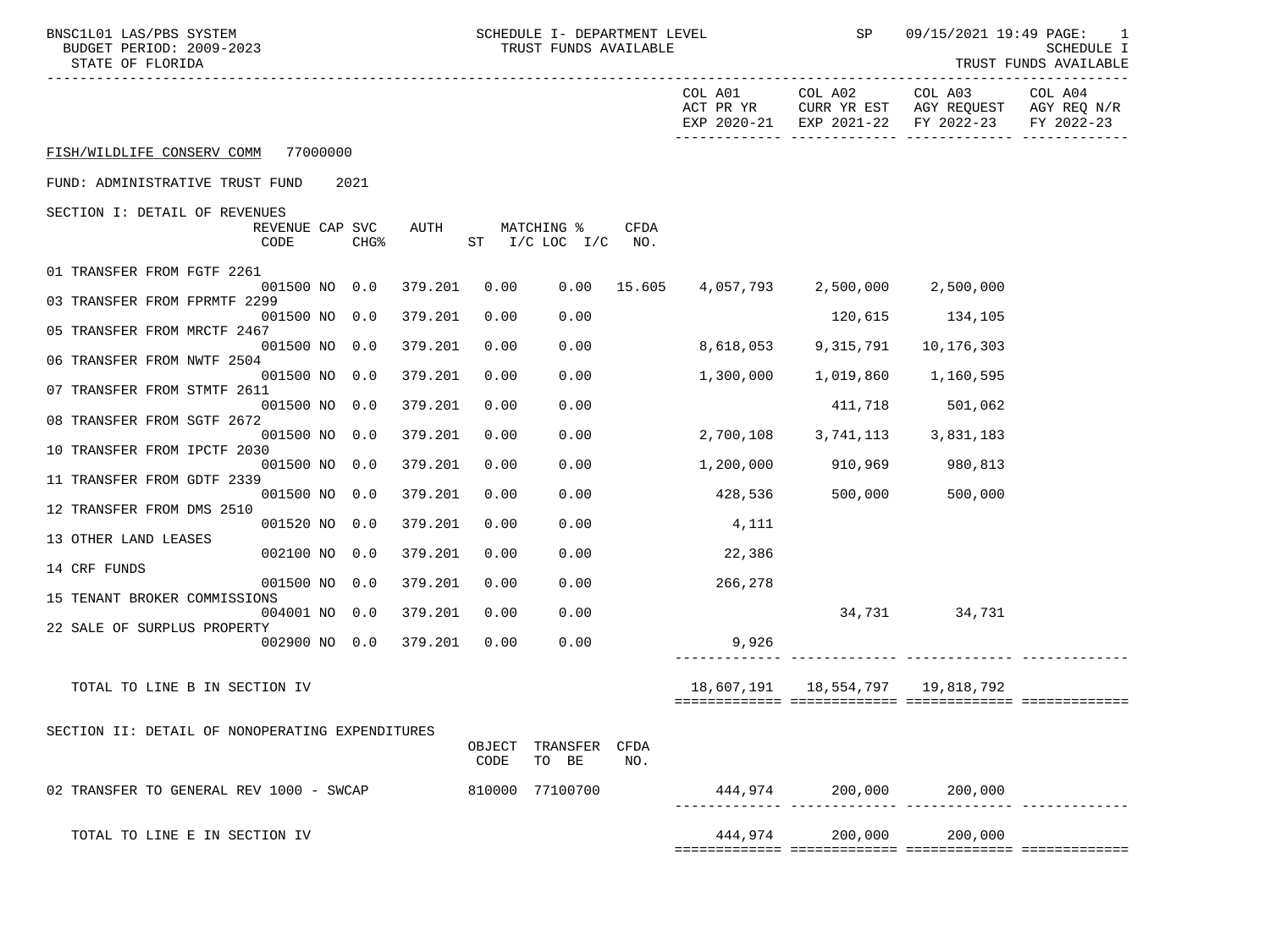BNSC1L01 LAS/PBS SYSTEM — SCHEDULE I- DEPARTMENT LEVEL — TRUST FUNDS AVAILABLE — SP 09/15/2021 19:49

BUDGET PERIOD: 2009-2023

STATE OF FLORIDA

SCHEDULE I — TRUST FUNDS AVAILABLE

FISH/WILDLIFE CONSERV COMM 77000000

FUND: ADMINISTRATIVE TRUST FUND 2021

SECTION I: DETAIL OF REVENUES

| | REVENUE CODE | CAP | SVC CHG% | AUTH | MATCHING % ST I/C | LOC I/C | CFDA NO. | COL A01 ACT PR YR EXP 2020-21 | COL A02 CURR YR EST EXP 2021-22 | COL A03 AGY REQUEST FY 2022-23 | COL A04 AGY REQ N/R FY 2022-23 |
|---|---|---|---|---|---|---|---|---|---|---|---|
| 01 TRANSFER FROM FGTF 2261 | 001500 | NO | 0.0 | 379.201 | 0.00 | 0.00 | 15.605 | 4,057,793 | 2,500,000 | 2,500,000 | |
| 03 TRANSFER FROM FPRMTF 2299 | 001500 | NO | 0.0 | 379.201 | 0.00 | 0.00 | | | 120,615 | 134,105 | |
| 05 TRANSFER FROM MRCTF 2467 | 001500 | NO | 0.0 | 379.201 | 0.00 | 0.00 | | 8,618,053 | 9,315,791 | 10,176,303 | |
| 06 TRANSFER FROM NWTF 2504 | 001500 | NO | 0.0 | 379.201 | 0.00 | 0.00 | | 1,300,000 | 1,019,860 | 1,160,595 | |
| 07 TRANSFER FROM STMTF 2611 | 001500 | NO | 0.0 | 379.201 | 0.00 | 0.00 | | | 411,718 | 501,062 | |
| 08 TRANSFER FROM SGTF 2672 | 001500 | NO | 0.0 | 379.201 | 0.00 | 0.00 | | 2,700,108 | 3,741,113 | 3,831,183 | |
| 10 TRANSFER FROM IPCTF 2030 | 001500 | NO | 0.0 | 379.201 | 0.00 | 0.00 | | 1,200,000 | 910,969 | 980,813 | |
| 11 TRANSFER FROM GDTF 2339 | 001500 | NO | 0.0 | 379.201 | 0.00 | 0.00 | | 428,536 | 500,000 | 500,000 | |
| 12 TRANSFER FROM DMS 2510 | 001520 | NO | 0.0 | 379.201 | 0.00 | 0.00 | | 4,111 | | | |
| 13 OTHER LAND LEASES | 002100 | NO | 0.0 | 379.201 | 0.00 | 0.00 | | 22,386 | | | |
| 14 CRF FUNDS | 001500 | NO | 0.0 | 379.201 | 0.00 | 0.00 | | 266,278 | | | |
| 15 TENANT BROKER COMMISSIONS | 004001 | NO | 0.0 | 379.201 | 0.00 | 0.00 | | | 34,731 | 34,731 | |
| 22 SALE OF SURPLUS PROPERTY | 002900 | NO | 0.0 | 379.201 | 0.00 | 0.00 | | 9,926 | | | |
| TOTAL TO LINE B IN SECTION IV | | | | | | | | 18,607,191 | 18,554,797 | 19,818,792 | |

SECTION II: DETAIL OF NONOPERATING EXPENDITURES

| | OBJECT CODE | TRANSFER TO BE | CFDA NO. | COL A01 ACT PR YR EXP 2020-21 | COL A02 CURR YR EST EXP 2021-22 | COL A03 AGY REQUEST FY 2022-23 | COL A04 AGY REQ N/R FY 2022-23 |
|---|---|---|---|---|---|---|---|
| 02 TRANSFER TO GENERAL REV 1000 - SWCAP | 810000 | 77100700 | | 444,974 | 200,000 | 200,000 | |
| TOTAL TO LINE E IN SECTION IV | | | | 444,974 | 200,000 | 200,000 | |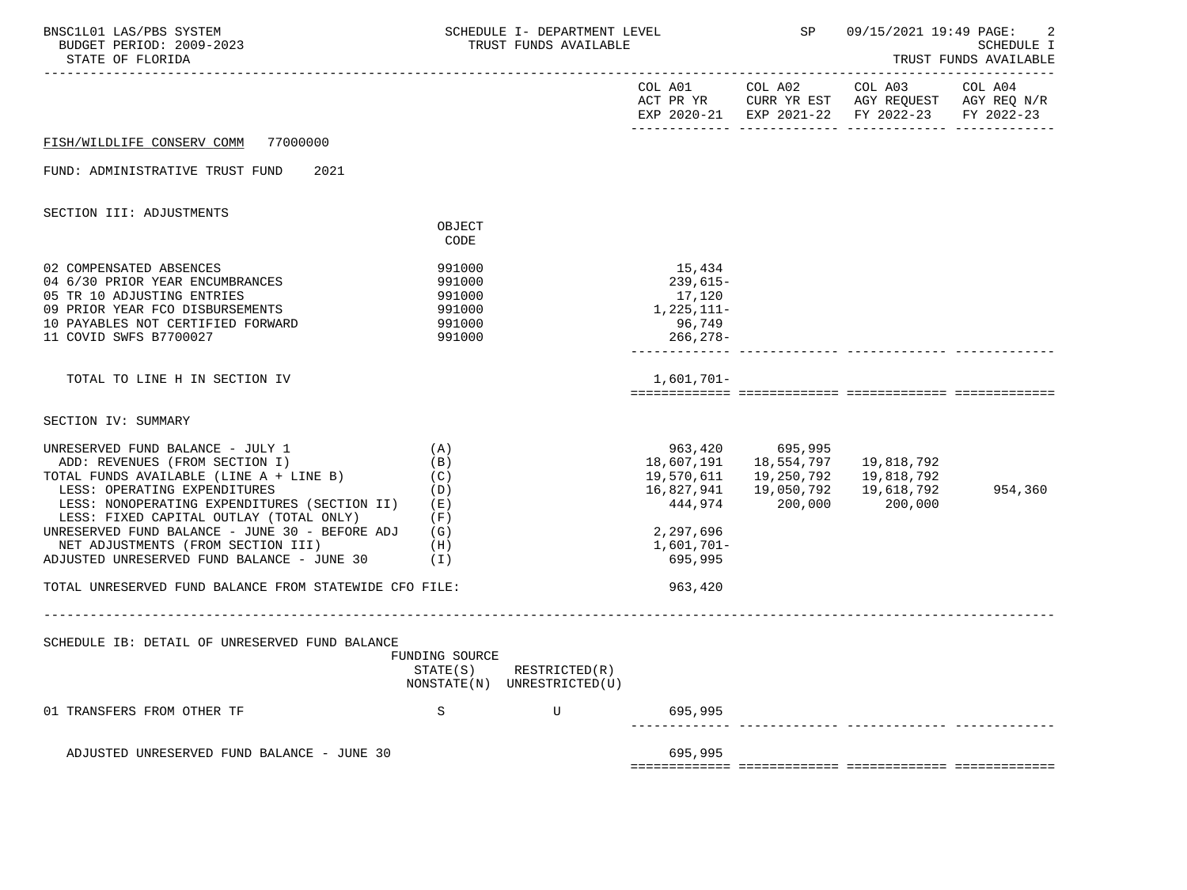BNSC1L01 LAS/PBS SYSTEM — SCHEDULE I- DEPARTMENT LEVEL — TRUST FUNDS AVAILABLE — SP 09/15/2021 19:49
BUDGET PERIOD: 2009-2023 — SCHEDULE I
STATE OF FLORIDA — TRUST FUNDS AVAILABLE

| | | COL A01 ACT PR YR EXP 2020-21 | COL A02 CURR YR EST EXP 2021-22 | COL A03 AGY REQUEST FY 2022-23 | COL A04 AGY REQ N/R FY 2022-23 |
|---|---|---|---|---|---|

FISH/WILDLIFE CONSERV COMM 77000000

FUND: ADMINISTRATIVE TRUST FUND 2021

## SECTION III: ADJUSTMENTS

| | OBJECT CODE | COL A01 | COL A02 | COL A03 | COL A04 |
|---|---|---|---|---|---|
| 02 COMPENSATED ABSENCES | 991000 | 15,434 | | | |
| 04 6/30 PRIOR YEAR ENCUMBRANCES | 991000 | 239,615- | | | |
| 05 TR 10 ADJUSTING ENTRIES | 991000 | 17,120 | | | |
| 09 PRIOR YEAR FCO DISBURSEMENTS | 991000 | 1,225,111- | | | |
| 10 PAYABLES NOT CERTIFIED FORWARD | 991000 | 96,749 | | | |
| 11 COVID SWFS B7700027 | 991000 | 266,278- | | | |
| TOTAL TO LINE H IN SECTION IV | | 1,601,701- | | | |

## SECTION IV: SUMMARY

| | | COL A01 | COL A02 | COL A03 | COL A04 |
|---|---|---|---|---|---|
| UNRESERVED FUND BALANCE - JULY 1 | (A) | 963,420 | 695,995 | | |
| ADD: REVENUES (FROM SECTION I) | (B) | 18,607,191 | 18,554,797 | 19,818,792 | |
| TOTAL FUNDS AVAILABLE (LINE A + LINE B) | (C) | 19,570,611 | 19,250,792 | 19,818,792 | |
| LESS: OPERATING EXPENDITURES | (D) | 16,827,941 | 19,050,792 | 19,618,792 | 954,360 |
| LESS: NONOPERATING EXPENDITURES (SECTION II) | (E) | 444,974 | 200,000 | 200,000 | |
| LESS: FIXED CAPITAL OUTLAY (TOTAL ONLY) | (F) | | | | |
| UNRESERVED FUND BALANCE - JUNE 30 - BEFORE ADJ | (G) | 2,297,696 | | | |
| NET ADJUSTMENTS (FROM SECTION III) | (H) | 1,601,701- | | | |
| ADJUSTED UNRESERVED FUND BALANCE - JUNE 30 | (I) | 695,995 | | | |
| TOTAL UNRESERVED FUND BALANCE FROM STATEWIDE CFO FILE: | | 963,420 | | | |

## SCHEDULE IB: DETAIL OF UNRESERVED FUND BALANCE

| | FUNDING SOURCE STATE(S) NONSTATE(N) | RESTRICTED(R) UNRESTRICTED(U) | COL A01 | COL A02 | COL A03 | COL A04 |
|---|---|---|---|---|---|---|
| 01 TRANSFERS FROM OTHER TF | S | U | 695,995 | | | |
| ADJUSTED UNRESERVED FUND BALANCE - JUNE 30 | | | 695,995 | | | |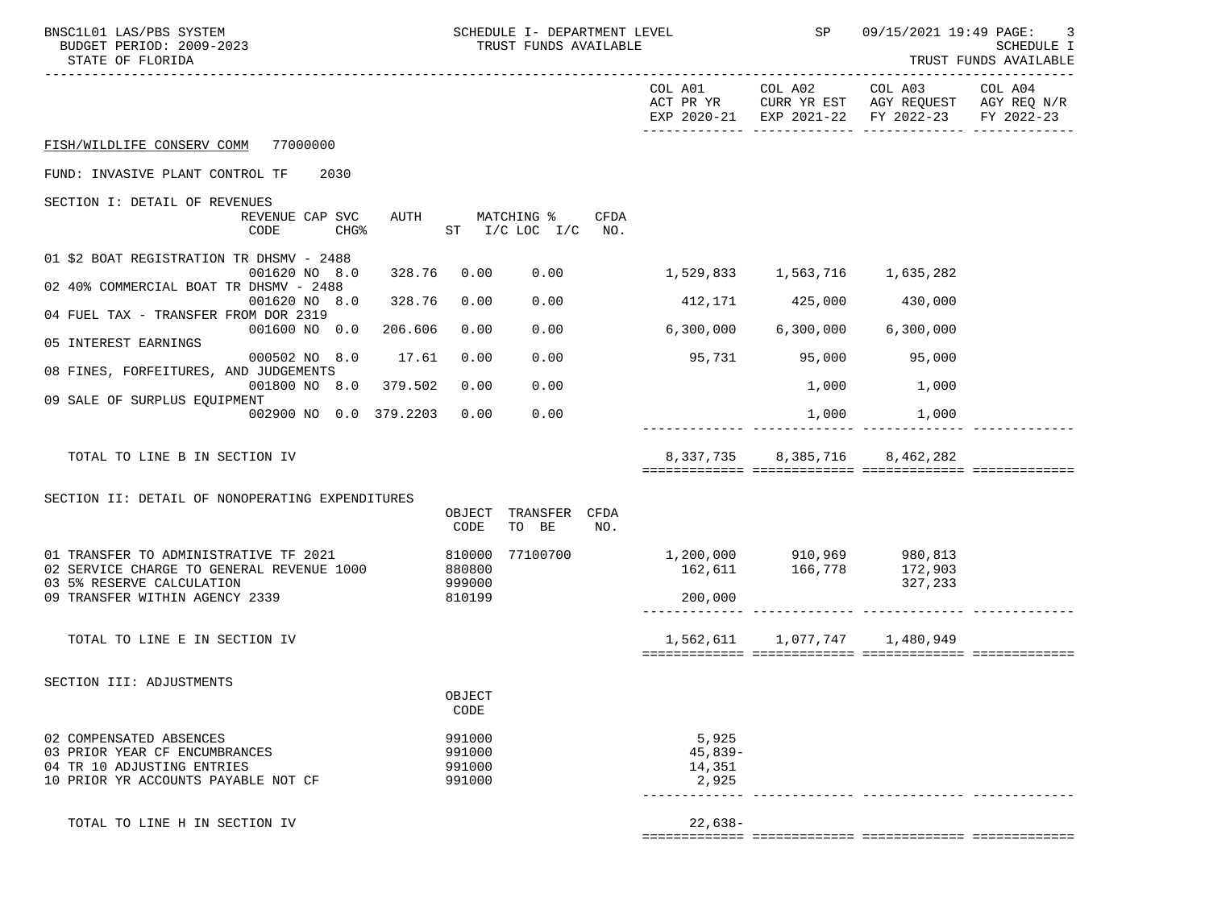FISH/WILDLIFE CONSERV COMM 77000000

FUND: INVASIVE PLANT CONTROL TF 2030

| | COL A01 ACT PR YR EXP 2020-21 | COL A02 CURR YR EST EXP 2021-22 | COL A03 AGY REQUEST FY 2022-23 | COL A04 AGY REQ N/R FY 2022-23 |
|---|---|---|---|---|

## SECTION I: DETAIL OF REVENUES

| Description | REVENUE CODE | CAP | SVC CHG% | AUTH | MATCHING % ST | I/C LOC | I/C | CFDA NO. | COL A01 | COL A02 | COL A03 | COL A04 |
|---|---|---|---|---|---|---|---|---|---|---|---|---|
| 01 $2 BOAT REGISTRATION TR DHSMV - 2488 | 001620 | NO | 8.0 | 328.76 | 0.00 | 0.00 | | | 1,529,833 | 1,563,716 | 1,635,282 | |
| 02 40% COMMERCIAL BOAT TR DHSMV - 2488 | 001620 | NO | 8.0 | 328.76 | 0.00 | 0.00 | | | 412,171 | 425,000 | 430,000 | |
| 04 FUEL TAX - TRANSFER FROM DOR 2319 | 001600 | NO | 0.0 | 206.606 | 0.00 | 0.00 | | | 6,300,000 | 6,300,000 | 6,300,000 | |
| 05 INTEREST EARNINGS | 000502 | NO | 8.0 | 17.61 | 0.00 | 0.00 | | | 95,731 | 95,000 | 95,000 | |
| 08 FINES, FORFEITURES, AND JUDGEMENTS | 001800 | NO | 8.0 | 379.502 | 0.00 | 0.00 | | | | 1,000 | 1,000 | |
| 09 SALE OF SURPLUS EQUIPMENT | 002900 | NO | 0.0 | 379.2203 | 0.00 | 0.00 | | | | 1,000 | 1,000 | |
| TOTAL TO LINE B IN SECTION IV | | | | | | | | | 8,337,735 | 8,385,716 | 8,462,282 | |

## SECTION II: DETAIL OF NONOPERATING EXPENDITURES

| Description | OBJECT CODE | TRANSFER TO BE | CFDA NO. | COL A01 | COL A02 | COL A03 | COL A04 |
|---|---|---|---|---|---|---|---|
| 01 TRANSFER TO ADMINISTRATIVE TF 2021 | 810000 | 77100700 | | 1,200,000 | 910,969 | 980,813 | |
| 02 SERVICE CHARGE TO GENERAL REVENUE 1000 | 880800 | | | 162,611 | 166,778 | 172,903 | |
| 03 5% RESERVE CALCULATION | 999000 | | | | | 327,233 | |
| 09 TRANSFER WITHIN AGENCY 2339 | 810199 | | | 200,000 | | | |
| TOTAL TO LINE E IN SECTION IV | | | | 1,562,611 | 1,077,747 | 1,480,949 | |

## SECTION III: ADJUSTMENTS

| Description | OBJECT CODE | COL A01 | COL A02 | COL A03 | COL A04 |
|---|---|---|---|---|---|
| 02 COMPENSATED ABSENCES | 991000 | 5,925 | | | |
| 03 PRIOR YEAR CF ENCUMBRANCES | 991000 | 45,839- | | | |
| 04 TR 10 ADJUSTING ENTRIES | 991000 | 14,351 | | | |
| 10 PRIOR YR ACCOUNTS PAYABLE NOT CF | 991000 | 2,925 | | | |
| TOTAL TO LINE H IN SECTION IV | | 22,638- | | | |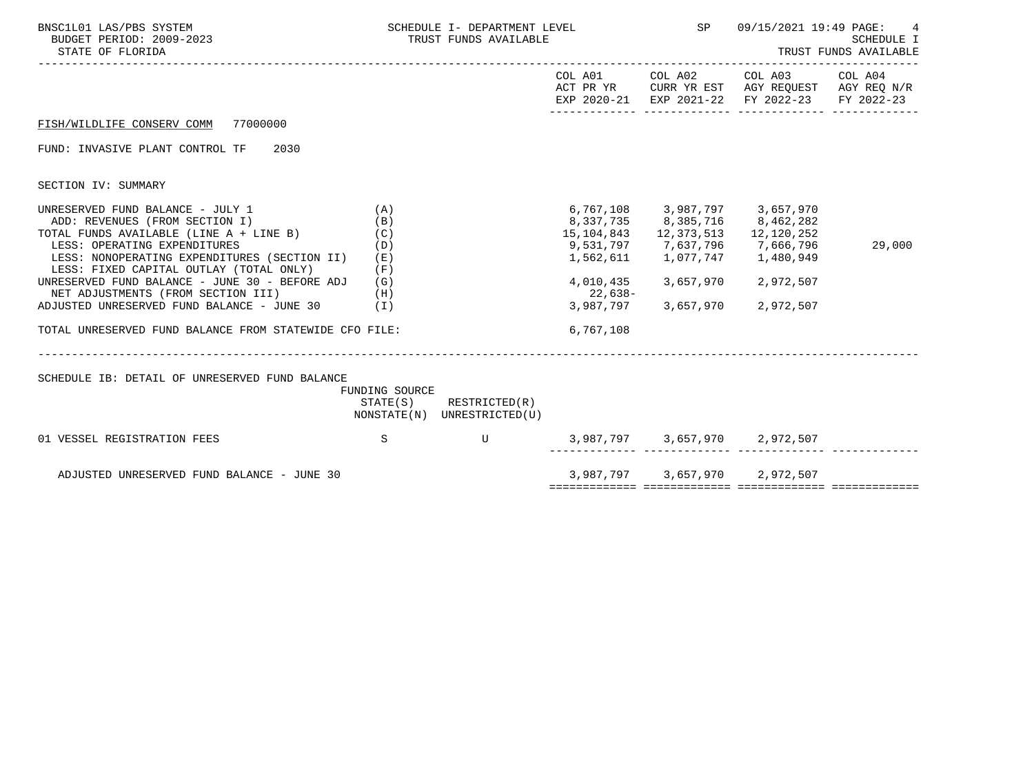BNSC1L01 LAS/PBS SYSTEM
BUDGET PERIOD: 2009-2023
STATE OF FLORIDA

SCHEDULE I- DEPARTMENT LEVEL
TRUST FUNDS AVAILABLE

SP 09/15/2021 19:49

SCHEDULE I
TRUST FUNDS AVAILABLE

| | | COL A01 ACT PR YR EXP 2020-21 | COL A02 CURR YR EST EXP 2021-22 | COL A03 AGY REQUEST FY 2022-23 | COL A04 AGY REQ N/R FY 2022-23 |
|---|---|---|---|---|---|

FISH/WILDLIFE CONSERV COMM 77000000

FUND: INVASIVE PLANT CONTROL TF 2030

SECTION IV: SUMMARY

| | | COL A01 | COL A02 | COL A03 | COL A04 |
|---|---|---|---|---|---|
| UNRESERVED FUND BALANCE - JULY 1 | (A) | 6,767,108 | 3,987,797 | 3,657,970 | |
| ADD: REVENUES (FROM SECTION I) | (B) | 8,337,735 | 8,385,716 | 8,462,282 | |
| TOTAL FUNDS AVAILABLE (LINE A + LINE B) | (C) | 15,104,843 | 12,373,513 | 12,120,252 | |
| LESS: OPERATING EXPENDITURES | (D) | 9,531,797 | 7,637,796 | 7,666,796 | 29,000 |
| LESS: NONOPERATING EXPENDITURES (SECTION II) | (E) | 1,562,611 | 1,077,747 | 1,480,949 | |
| LESS: FIXED CAPITAL OUTLAY (TOTAL ONLY) | (F) | | | | |
| UNRESERVED FUND BALANCE - JUNE 30 - BEFORE ADJ | (G) | 4,010,435 | 3,657,970 | 2,972,507 | |
| NET ADJUSTMENTS (FROM SECTION III) | (H) | 22,638- | | | |
| ADJUSTED UNRESERVED FUND BALANCE - JUNE 30 | (I) | 3,987,797 | 3,657,970 | 2,972,507 | |
| TOTAL UNRESERVED FUND BALANCE FROM STATEWIDE CFO FILE: | | 6,767,108 | | | |

SCHEDULE IB: DETAIL OF UNRESERVED FUND BALANCE

| | FUNDING SOURCE STATE(S) NONSTATE(N) | RESTRICTED(R) UNRESTRICTED(U) | COL A01 | COL A02 | COL A03 | COL A04 |
|---|---|---|---|---|---|---|
| 01 VESSEL REGISTRATION FEES | S | U | 3,987,797 | 3,657,970 | 2,972,507 | |
| ADJUSTED UNRESERVED FUND BALANCE - JUNE 30 | | | 3,987,797 | 3,657,970 | 2,972,507 | |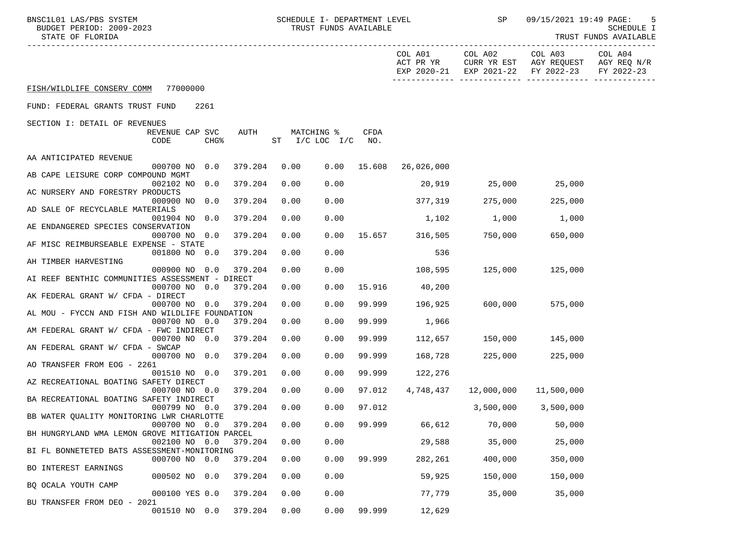BNSC1L01 LAS/PBS SYSTEM — SCHEDULE I- DEPARTMENT LEVEL — TRUST FUNDS AVAILABLE — SP 09/15/2021 19:49

BUDGET PERIOD: 2009-2023

STATE OF FLORIDA

SCHEDULE I — TRUST FUNDS AVAILABLE

FISH/WILDLIFE CONSERV COMM 77000000

FUND: FEDERAL GRANTS TRUST FUND 2261

SECTION I: DETAIL OF REVENUES

| | REVENUE CODE | CAP CHG% | SVC | AUTH ST | MATCHING % I/C | LOC I/C | CFDA NO. | COL A01 ACT PR YR EXP 2020-21 | COL A02 CURR YR EST EXP 2021-22 | COL A03 AGY REQUEST FY 2022-23 | COL A04 AGY REQ N/R FY 2022-23 |
|---|---|---|---|---|---|---|---|---|---|---|---|
| AA ANTICIPATED REVENUE | 000700 | NO | 0.0 | 379.204 | 0.00 | 0.00 | 15.608 | 26,026,000 | | | |
| AB CAPE LEISURE CORP COMPOUND MGMT | 002102 | NO | 0.0 | 379.204 | 0.00 | 0.00 | | 20,919 | 25,000 | 25,000 | |
| AC NURSERY AND FORESTRY PRODUCTS | 000900 | NO | 0.0 | 379.204 | 0.00 | 0.00 | | 377,319 | 275,000 | 225,000 | |
| AD SALE OF RECYCLABLE MATERIALS | 001904 | NO | 0.0 | 379.204 | 0.00 | 0.00 | | 1,102 | 1,000 | 1,000 | |
| AE ENDANGERED SPECIES CONSERVATION | 000700 | NO | 0.0 | 379.204 | 0.00 | 0.00 | 15.657 | 316,505 | 750,000 | 650,000 | |
| AF MISC REIMBURSEABLE EXPENSE - STATE | 001800 | NO | 0.0 | 379.204 | 0.00 | 0.00 | | 536 | | | |
| AH TIMBER HARVESTING | 000900 | NO | 0.0 | 379.204 | 0.00 | 0.00 | | 108,595 | 125,000 | 125,000 | |
| AI REEF BENTHIC COMMUNITIES ASSESSMENT - DIRECT | 000700 | NO | 0.0 | 379.204 | 0.00 | 0.00 | 15.916 | 40,200 | | | |
| AK FEDERAL GRANT W/ CFDA - DIRECT | 000700 | NO | 0.0 | 379.204 | 0.00 | 0.00 | 99.999 | 196,925 | 600,000 | 575,000 | |
| AL MOU - FYCCN AND FISH AND WILDLIFE FOUNDATION | 000700 | NO | 0.0 | 379.204 | 0.00 | 0.00 | 99.999 | 1,966 | | | |
| AM FEDERAL GRANT W/ CFDA - FWC INDIRECT | 000700 | NO | 0.0 | 379.204 | 0.00 | 0.00 | 99.999 | 112,657 | 150,000 | 145,000 | |
| AN FEDERAL GRANT W/ CFDA - SWCAP | 000700 | NO | 0.0 | 379.204 | 0.00 | 0.00 | 99.999 | 168,728 | 225,000 | 225,000 | |
| AO TRANSFER FROM EOG - 2261 | 001510 | NO | 0.0 | 379.201 | 0.00 | 0.00 | 99.999 | 122,276 | | | |
| AZ RECREATIONAL BOATING SAFETY DIRECT | 000700 | NO | 0.0 | 379.204 | 0.00 | 0.00 | 97.012 | 4,748,437 | 12,000,000 | 11,500,000 | |
| BA RECREATIONAL BOATING SAFETY INDIRECT | 000799 | NO | 0.0 | 379.204 | 0.00 | 0.00 | 97.012 | | 3,500,000 | 3,500,000 | |
| BB WATER QUALITY MONITORING LWR CHARLOTTE | 000700 | NO | 0.0 | 379.204 | 0.00 | 0.00 | 99.999 | 66,612 | 70,000 | 50,000 | |
| BH HUNGRYLAND WMA LEMON GROVE MITIGATION PARCEL | 002100 | NO | 0.0 | 379.204 | 0.00 | 0.00 | | 29,588 | 35,000 | 25,000 | |
| BI FL BONNETETED BATS ASSESSMENT-MONITORING | 000700 | NO | 0.0 | 379.204 | 0.00 | 0.00 | 99.999 | 282,261 | 400,000 | 350,000 | |
| BO INTEREST EARNINGS | 000502 | NO | 0.0 | 379.204 | 0.00 | 0.00 | | 59,925 | 150,000 | 150,000 | |
| BQ OCALA YOUTH CAMP | 000100 | YES | 0.0 | 379.204 | 0.00 | 0.00 | | 77,779 | 35,000 | 35,000 | |
| BU TRANSFER FROM DEO - 2021 | 001510 | NO | 0.0 | 379.204 | 0.00 | 0.00 | 99.999 | 12,629 | | | |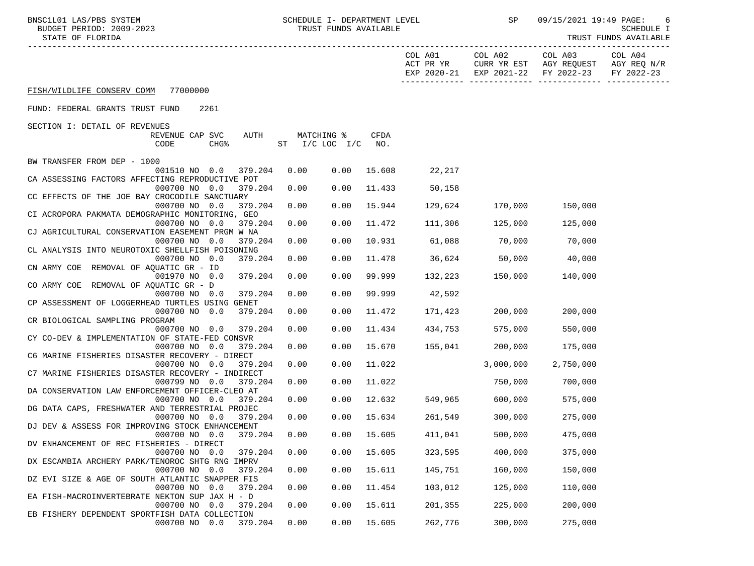FISH/WILDLIFE CONSERV COMM 77000000

FUND: FEDERAL GRANTS TRUST FUND 2261

SECTION I: DETAIL OF REVENUES

| Description | REVENUE CODE | CAP CHG% | SVC | AUTH | MATCHING % ST | I/C LOC | I/C | CFDA NO. | COL A01 ACT PR YR EXP 2020-21 | COL A02 CURR YR EST EXP 2021-22 | COL A03 AGY REQUEST FY 2022-23 | COL A04 AGY REQ N/R FY 2022-23 |
|---|---|---|---|---|---|---|---|---|---|---|---|---|
| BW TRANSFER FROM DEP - 1000 | 001510 | NO | 0.0 | 379.204 | 0.00 | 0.00 | | 15.608 | 22,217 | | | |
| CA ASSESSING FACTORS AFFECTING REPRODUCTIVE POT | 000700 | NO | 0.0 | 379.204 | 0.00 | 0.00 | | 11.433 | 50,158 | | | |
| CC EFFECTS OF THE JOE BAY CROCODILE SANCTUARY | 000700 | NO | 0.0 | 379.204 | 0.00 | 0.00 | | 15.944 | 129,624 | 170,000 | 150,000 | |
| CI ACROPORA PAKMATA DEMOGRAPHIC MONITORING, GEO | 000700 | NO | 0.0 | 379.204 | 0.00 | 0.00 | | 11.472 | 111,306 | 125,000 | 125,000 | |
| CJ AGRICULTURAL CONSERVATION EASEMENT PRGM W NA | 000700 | NO | 0.0 | 379.204 | 0.00 | 0.00 | | 10.931 | 61,088 | 70,000 | 70,000 | |
| CL ANALYSIS INTO NEUROTOXIC SHELLFISH POISONING | 000700 | NO | 0.0 | 379.204 | 0.00 | 0.00 | | 11.478 | 36,624 | 50,000 | 40,000 | |
| CN ARMY COE REMOVAL OF AQUATIC GR - ID | 001970 | NO | 0.0 | 379.204 | 0.00 | 0.00 | | 99.999 | 132,223 | 150,000 | 140,000 | |
| CO ARMY COE REMOVAL OF AQUATIC GR - D | 000700 | NO | 0.0 | 379.204 | 0.00 | 0.00 | | 99.999 | 42,592 | | | |
| CP ASSESSMENT OF LOGGERHEAD TURTLES USING GENET | 000700 | NO | 0.0 | 379.204 | 0.00 | 0.00 | | 11.472 | 171,423 | 200,000 | 200,000 | |
| CR BIOLOGICAL SAMPLING PROGRAM | 000700 | NO | 0.0 | 379.204 | 0.00 | 0.00 | | 11.434 | 434,753 | 575,000 | 550,000 | |
| CY CO-DEV & IMPLEMENTATION OF STATE-FED CONSVR | 000700 | NO | 0.0 | 379.204 | 0.00 | 0.00 | | 15.670 | 155,041 | 200,000 | 175,000 | |
| C6 MARINE FISHERIES DISASTER RECOVERY - DIRECT | 000700 | NO | 0.0 | 379.204 | 0.00 | 0.00 | | 11.022 | | 3,000,000 | 2,750,000 | |
| C7 MARINE FISHERIES DISASTER RECOVERY - INDIRECT | 000799 | NO | 0.0 | 379.204 | 0.00 | 0.00 | | 11.022 | | 750,000 | 700,000 | |
| DA CONSERVATION LAW ENFORCEMENT OFFICER-CLEO AT | 000700 | NO | 0.0 | 379.204 | 0.00 | 0.00 | | 12.632 | 549,965 | 600,000 | 575,000 | |
| DG DATA CAPS, FRESHWATER AND TERRESTRIAL PROJEC | 000700 | NO | 0.0 | 379.204 | 0.00 | 0.00 | | 15.634 | 261,549 | 300,000 | 275,000 | |
| DJ DEV & ASSESS FOR IMPROVING STOCK ENHANCEMENT | 000700 | NO | 0.0 | 379.204 | 0.00 | 0.00 | | 15.605 | 411,041 | 500,000 | 475,000 | |
| DV ENHANCEMENT OF REC FISHERIES - DIRECT | 000700 | NO | 0.0 | 379.204 | 0.00 | 0.00 | | 15.605 | 323,595 | 400,000 | 375,000 | |
| DX ESCAMBIA ARCHERY PARK/TENOROC SHTG RNG IMPRV | 000700 | NO | 0.0 | 379.204 | 0.00 | 0.00 | | 15.611 | 145,751 | 160,000 | 150,000 | |
| DZ EVI SIZE & AGE OF SOUTH ATLANTIC SNAPPER FIS | 000700 | NO | 0.0 | 379.204 | 0.00 | 0.00 | | 11.454 | 103,012 | 125,000 | 110,000 | |
| EA FISH-MACROINVERTEBRATE NEKTON SUP JAX H - D | 000700 | NO | 0.0 | 379.204 | 0.00 | 0.00 | | 15.611 | 201,355 | 225,000 | 200,000 | |
| EB FISHERY DEPENDENT SPORTFISH DATA COLLECTION | 000700 | NO | 0.0 | 379.204 | 0.00 | 0.00 | | 15.605 | 262,776 | 300,000 | 275,000 | |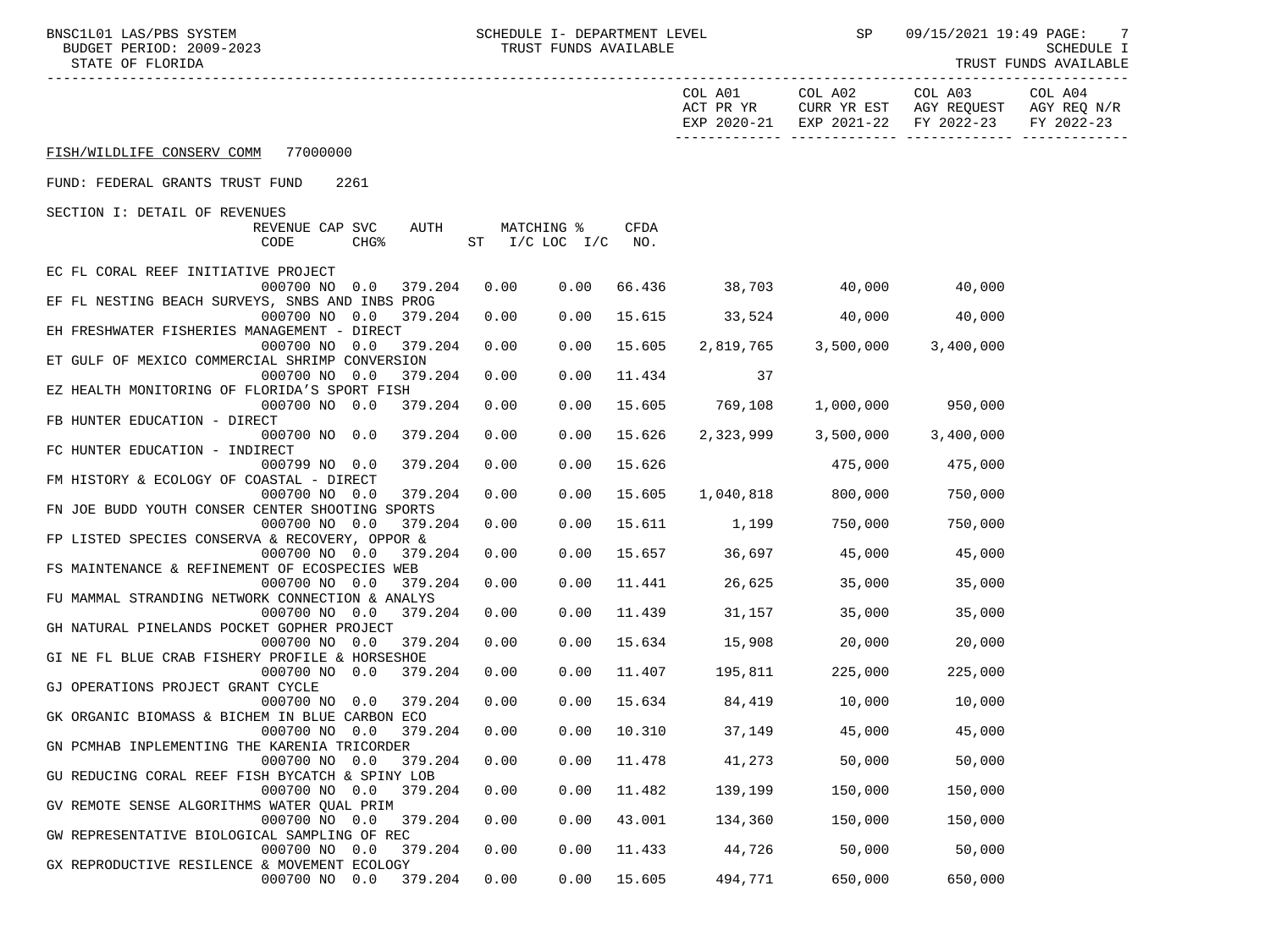FISH/WILDLIFE CONSERV COMM 77000000

FUND: FEDERAL GRANTS TRUST FUND 2261

SECTION I: DETAIL OF REVENUES

| | REVENUE CODE | CAP | SVC CHG% | AUTH | MATCHING % ST | I/C LOC I/C | CFDA NO. | COL A01 ACT PR YR EXP 2020-21 | COL A02 CURR YR EST EXP 2021-22 | COL A03 AGY REQUEST FY 2022-23 | COL A04 AGY REQ N/R FY 2022-23 |
|---|---|---|---|---|---|---|---|---|---|---|---|
| EC FL CORAL REEF INITIATIVE PROJECT | 000700 | NO | 0.0 | 379.204 | 0.00 | 0.00 | 66.436 | 38,703 | 40,000 | 40,000 | |
| EF FL NESTING BEACH SURVEYS, SNBS AND INBS PROG | 000700 | NO | 0.0 | 379.204 | 0.00 | 0.00 | 15.615 | 33,524 | 40,000 | 40,000 | |
| EH FRESHWATER FISHERIES MANAGEMENT - DIRECT | 000700 | NO | 0.0 | 379.204 | 0.00 | 0.00 | 15.605 | 2,819,765 | 3,500,000 | 3,400,000 | |
| ET GULF OF MEXICO COMMERCIAL SHRIMP CONVERSION | 000700 | NO | 0.0 | 379.204 | 0.00 | 0.00 | 11.434 | 37 | | | |
| EZ HEALTH MONITORING OF FLORIDA'S SPORT FISH | 000700 | NO | 0.0 | 379.204 | 0.00 | 0.00 | 15.605 | 769,108 | 1,000,000 | 950,000 | |
| FB HUNTER EDUCATION - DIRECT | 000700 | NO | 0.0 | 379.204 | 0.00 | 0.00 | 15.626 | 2,323,999 | 3,500,000 | 3,400,000 | |
| FC HUNTER EDUCATION - INDIRECT | 000799 | NO | 0.0 | 379.204 | 0.00 | 0.00 | 15.626 | | 475,000 | 475,000 | |
| FM HISTORY & ECOLOGY OF COASTAL - DIRECT | 000700 | NO | 0.0 | 379.204 | 0.00 | 0.00 | 15.605 | 1,040,818 | 800,000 | 750,000 | |
| FN JOE BUDD YOUTH CONSER CENTER SHOOTING SPORTS | 000700 | NO | 0.0 | 379.204 | 0.00 | 0.00 | 15.611 | 1,199 | 750,000 | 750,000 | |
| FP LISTED SPECIES CONSERVA & RECOVERY, OPPOR & | 000700 | NO | 0.0 | 379.204 | 0.00 | 0.00 | 15.657 | 36,697 | 45,000 | 45,000 | |
| FS MAINTENANCE & REFINEMENT OF ECOSPECIES WEB | 000700 | NO | 0.0 | 379.204 | 0.00 | 0.00 | 11.441 | 26,625 | 35,000 | 35,000 | |
| FU MAMMAL STRANDING NETWORK CONNECTION & ANALYS | 000700 | NO | 0.0 | 379.204 | 0.00 | 0.00 | 11.439 | 31,157 | 35,000 | 35,000 | |
| GH NATURAL PINELANDS POCKET GOPHER PROJECT | 000700 | NO | 0.0 | 379.204 | 0.00 | 0.00 | 15.634 | 15,908 | 20,000 | 20,000 | |
| GI NE FL BLUE CRAB FISHERY PROFILE & HORSESHOE | 000700 | NO | 0.0 | 379.204 | 0.00 | 0.00 | 11.407 | 195,811 | 225,000 | 225,000 | |
| GJ OPERATIONS PROJECT GRANT CYCLE | 000700 | NO | 0.0 | 379.204 | 0.00 | 0.00 | 15.634 | 84,419 | 10,000 | 10,000 | |
| GK ORGANIC BIOMASS & BICHEM IN BLUE CARBON ECO | 000700 | NO | 0.0 | 379.204 | 0.00 | 0.00 | 10.310 | 37,149 | 45,000 | 45,000 | |
| GN PCMHAB INPLEMENTING THE KARENIA TRICORDER | 000700 | NO | 0.0 | 379.204 | 0.00 | 0.00 | 11.478 | 41,273 | 50,000 | 50,000 | |
| GU REDUCING CORAL REEF FISH BYCATCH & SPINY LOB | 000700 | NO | 0.0 | 379.204 | 0.00 | 0.00 | 11.482 | 139,199 | 150,000 | 150,000 | |
| GV REMOTE SENSE ALGORITHMS WATER QUAL PRIM | 000700 | NO | 0.0 | 379.204 | 0.00 | 0.00 | 43.001 | 134,360 | 150,000 | 150,000 | |
| GW REPRESENTATIVE BIOLOGICAL SAMPLING OF REC | 000700 | NO | 0.0 | 379.204 | 0.00 | 0.00 | 11.433 | 44,726 | 50,000 | 50,000 | |
| GX REPRODUCTIVE RESILENCE & MOVEMENT ECOLOGY | 000700 | NO | 0.0 | 379.204 | 0.00 | 0.00 | 15.605 | 494,771 | 650,000 | 650,000 | |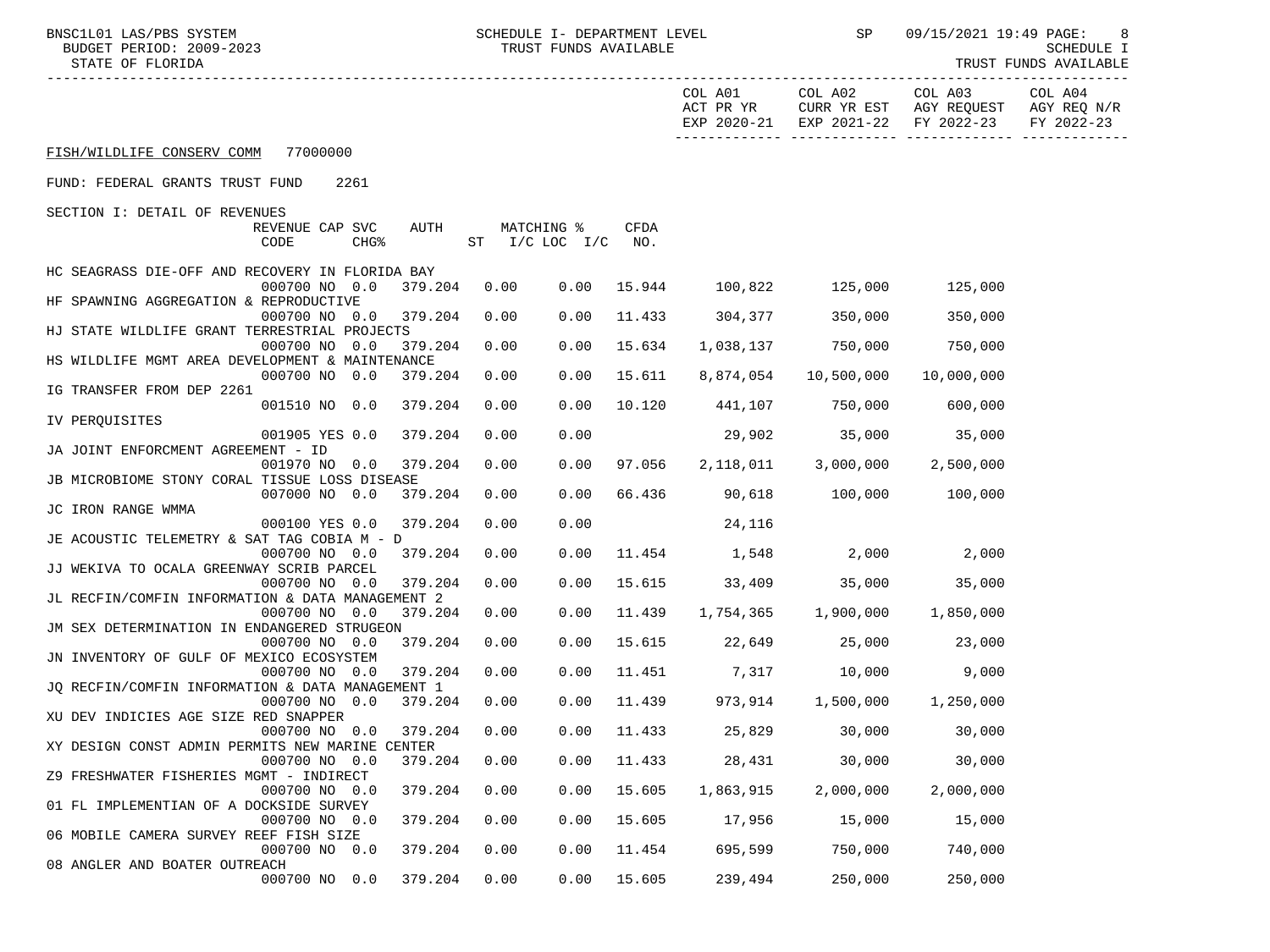FISH/WILDLIFE CONSERV COMM 77000000

FUND: FEDERAL GRANTS TRUST FUND 2261

SECTION I: DETAIL OF REVENUES

| | REVENUE CODE | CAP | SVC CHG% | AUTH | MATCHING % ST | I/C LOC | I/C | CFDA NO. | COL A01 ACT PR YR EXP 2020-21 | COL A02 CURR YR EST EXP 2021-22 | COL A03 AGY REQUEST FY 2022-23 | COL A04 AGY REQ N/R FY 2022-23 |
|---|---|---|---|---|---|---|---|---|---|---|---|---|
| HC SEAGRASS DIE-OFF AND RECOVERY IN FLORIDA BAY | 000700 | NO | 0.0 | 379.204 | 0.00 | 0.00 | | 15.944 | 100,822 | 125,000 | 125,000 | |
| HF SPAWNING AGGREGATION & REPRODUCTIVE | 000700 | NO | 0.0 | 379.204 | 0.00 | 0.00 | | 11.433 | 304,377 | 350,000 | 350,000 | |
| HJ STATE WILDLIFE GRANT TERRESTRIAL PROJECTS | 000700 | NO | 0.0 | 379.204 | 0.00 | 0.00 | | 15.634 | 1,038,137 | 750,000 | 750,000 | |
| HS WILDLIFE MGMT AREA DEVELOPMENT & MAINTENANCE | 000700 | NO | 0.0 | 379.204 | 0.00 | 0.00 | | 15.611 | 8,874,054 | 10,500,000 | 10,000,000 | |
| IG TRANSFER FROM DEP 2261 | 001510 | NO | 0.0 | 379.204 | 0.00 | 0.00 | | 10.120 | 441,107 | 750,000 | 600,000 | |
| IV PERQUISITES | 001905 | YES | 0.0 | 379.204 | 0.00 | 0.00 | | | 29,902 | 35,000 | 35,000 | |
| JA JOINT ENFORCMENT AGREEMENT - ID | 001970 | NO | 0.0 | 379.204 | 0.00 | 0.00 | | 97.056 | 2,118,011 | 3,000,000 | 2,500,000 | |
| JB MICROBIOME STONY CORAL TISSUE LOSS DISEASE | 007000 | NO | 0.0 | 379.204 | 0.00 | 0.00 | | 66.436 | 90,618 | 100,000 | 100,000 | |
| JC IRON RANGE WMMA | 000100 | YES | 0.0 | 379.204 | 0.00 | 0.00 | | | 24,116 | | | |
| JE ACOUSTIC TELEMETRY & SAT TAG COBIA M - D | 000700 | NO | 0.0 | 379.204 | 0.00 | 0.00 | | 11.454 | 1,548 | 2,000 | 2,000 | |
| JJ WEKIVA TO OCALA GREENWAY SCRIB PARCEL | 000700 | NO | 0.0 | 379.204 | 0.00 | 0.00 | | 15.615 | 33,409 | 35,000 | 35,000 | |
| JL RECFIN/COMFIN INFORMATION & DATA MANAGEMENT 2 | 000700 | NO | 0.0 | 379.204 | 0.00 | 0.00 | | 11.439 | 1,754,365 | 1,900,000 | 1,850,000 | |
| JM SEX DETERMINATION IN ENDANGERED STRUGEON | 000700 | NO | 0.0 | 379.204 | 0.00 | 0.00 | | 15.615 | 22,649 | 25,000 | 23,000 | |
| JN INVENTORY OF GULF OF MEXICO ECOSYSTEM | 000700 | NO | 0.0 | 379.204 | 0.00 | 0.00 | | 11.451 | 7,317 | 10,000 | 9,000 | |
| JQ RECFIN/COMFIN INFORMATION & DATA MANAGEMENT 1 | 000700 | NO | 0.0 | 379.204 | 0.00 | 0.00 | | 11.439 | 973,914 | 1,500,000 | 1,250,000 | |
| XU DEV INDICIES AGE SIZE RED SNAPPER | 000700 | NO | 0.0 | 379.204 | 0.00 | 0.00 | | 11.433 | 25,829 | 30,000 | 30,000 | |
| XY DESIGN CONST ADMIN PERMITS NEW MARINE CENTER | 000700 | NO | 0.0 | 379.204 | 0.00 | 0.00 | | 11.433 | 28,431 | 30,000 | 30,000 | |
| Z9 FRESHWATER FISHERIES MGMT - INDIRECT | 000700 | NO | 0.0 | 379.204 | 0.00 | 0.00 | | 15.605 | 1,863,915 | 2,000,000 | 2,000,000 | |
| 01 FL IMPLEMENTIAN OF A DOCKSIDE SURVEY | 000700 | NO | 0.0 | 379.204 | 0.00 | 0.00 | | 15.605 | 17,956 | 15,000 | 15,000 | |
| 06 MOBILE CAMERA SURVEY REEF FISH SIZE | 000700 | NO | 0.0 | 379.204 | 0.00 | 0.00 | | 11.454 | 695,599 | 750,000 | 740,000 | |
| 08 ANGLER AND BOATER OUTREACH | 000700 | NO | 0.0 | 379.204 | 0.00 | 0.00 | | 15.605 | 239,494 | 250,000 | 250,000 | |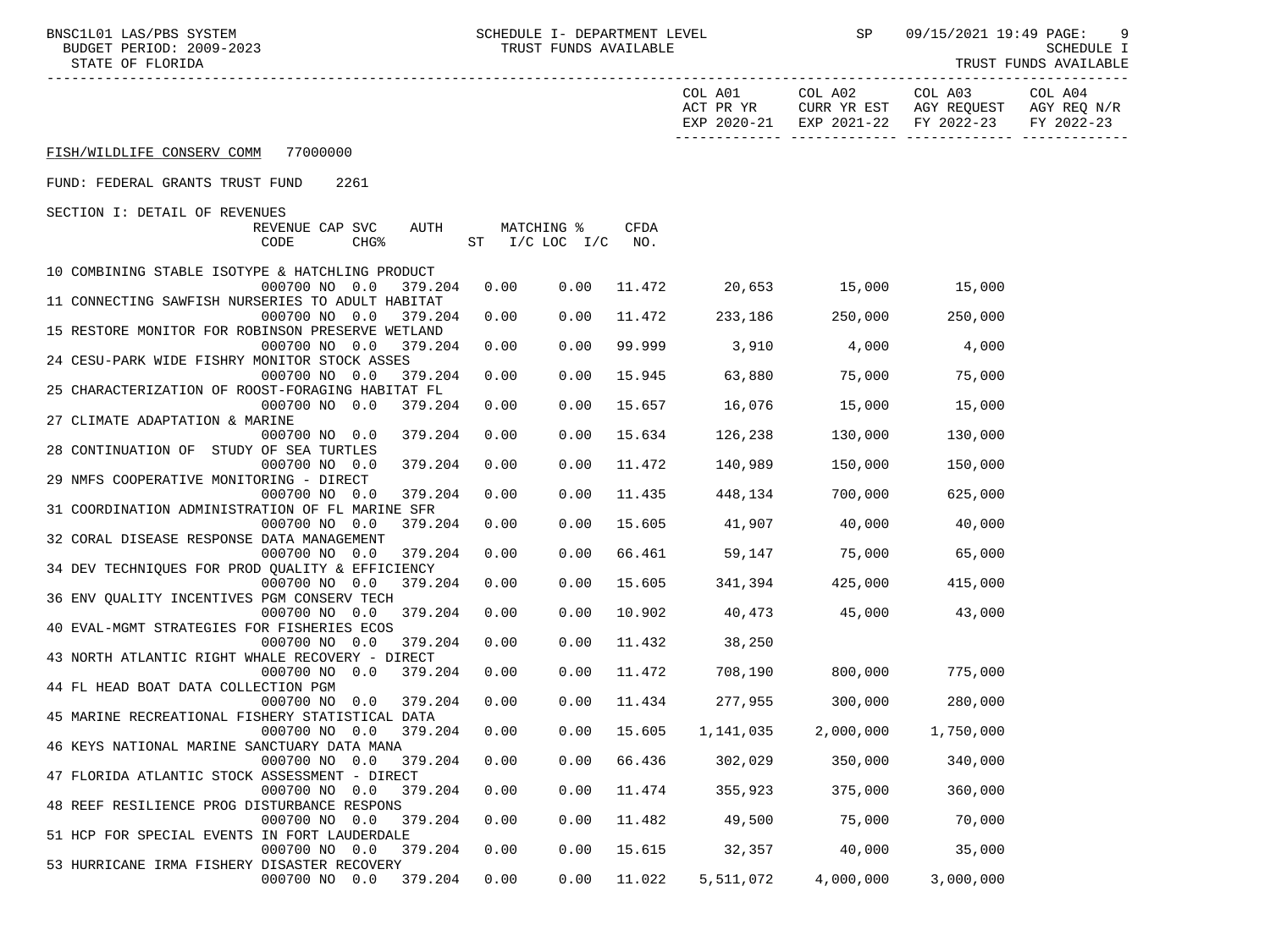FISH/WILDLIFE CONSERV COMM 77000000

FUND: FEDERAL GRANTS TRUST FUND 2261

SECTION I: DETAIL OF REVENUES

| Description | REVENUE CODE | CAP CHG% | SVC | AUTH | MATCHING % ST | I/C LOC I/C | CFDA NO. | COL A01 ACT PR YR EXP 2020-21 | COL A02 CURR YR EST EXP 2021-22 | COL A03 AGY REQUEST FY 2022-23 | COL A04 AGY REQ N/R FY 2022-23 |
|---|---|---|---|---|---|---|---|---|---|---|---|
| 10 COMBINING STABLE ISOTYPE & HATCHLING PRODUCT | 000700 | NO | 0.0 | 379.204 | 0.00 | 0.00 | 11.472 | 20,653 | 15,000 | 15,000 | |
| 11 CONNECTING SAWFISH NURSERIES TO ADULT HABITAT | 000700 | NO | 0.0 | 379.204 | 0.00 | 0.00 | 11.472 | 233,186 | 250,000 | 250,000 | |
| 15 RESTORE MONITOR FOR ROBINSON PRESERVE WETLAND | 000700 | NO | 0.0 | 379.204 | 0.00 | 0.00 | 99.999 | 3,910 | 4,000 | 4,000 | |
| 24 CESU-PARK WIDE FISHRY MONITOR STOCK ASSES | 000700 | NO | 0.0 | 379.204 | 0.00 | 0.00 | 15.945 | 63,880 | 75,000 | 75,000 | |
| 25 CHARACTERIZATION OF ROOST-FORAGING HABITAT FL | 000700 | NO | 0.0 | 379.204 | 0.00 | 0.00 | 15.657 | 16,076 | 15,000 | 15,000 | |
| 27 CLIMATE ADAPTATION & MARINE | 000700 | NO | 0.0 | 379.204 | 0.00 | 0.00 | 15.634 | 126,238 | 130,000 | 130,000 | |
| 28 CONTINUATION OF STUDY OF SEA TURTLES | 000700 | NO | 0.0 | 379.204 | 0.00 | 0.00 | 11.472 | 140,989 | 150,000 | 150,000 | |
| 29 NMFS COOPERATIVE MONITORING - DIRECT | 000700 | NO | 0.0 | 379.204 | 0.00 | 0.00 | 11.435 | 448,134 | 700,000 | 625,000 | |
| 31 COORDINATION ADMINISTRATION OF FL MARINE SFR | 000700 | NO | 0.0 | 379.204 | 0.00 | 0.00 | 15.605 | 41,907 | 40,000 | 40,000 | |
| 32 CORAL DISEASE RESPONSE DATA MANAGEMENT | 000700 | NO | 0.0 | 379.204 | 0.00 | 0.00 | 66.461 | 59,147 | 75,000 | 65,000 | |
| 34 DEV TECHNIQUES FOR PROD QUALITY & EFFICIENCY | 000700 | NO | 0.0 | 379.204 | 0.00 | 0.00 | 15.605 | 341,394 | 425,000 | 415,000 | |
| 36 ENV QUALITY INCENTIVES PGM CONSERV TECH | 000700 | NO | 0.0 | 379.204 | 0.00 | 0.00 | 10.902 | 40,473 | 45,000 | 43,000 | |
| 40 EVAL-MGMT STRATEGIES FOR FISHERIES ECOS | 000700 | NO | 0.0 | 379.204 | 0.00 | 0.00 | 11.432 | 38,250 | | | |
| 43 NORTH ATLANTIC RIGHT WHALE RECOVERY - DIRECT | 000700 | NO | 0.0 | 379.204 | 0.00 | 0.00 | 11.472 | 708,190 | 800,000 | 775,000 | |
| 44 FL HEAD BOAT DATA COLLECTION PGM | 000700 | NO | 0.0 | 379.204 | 0.00 | 0.00 | 11.434 | 277,955 | 300,000 | 280,000 | |
| 45 MARINE RECREATIONAL FISHERY STATISTICAL DATA | 000700 | NO | 0.0 | 379.204 | 0.00 | 0.00 | 15.605 | 1,141,035 | 2,000,000 | 1,750,000 | |
| 46 KEYS NATIONAL MARINE SANCTUARY DATA MANA | 000700 | NO | 0.0 | 379.204 | 0.00 | 0.00 | 66.436 | 302,029 | 350,000 | 340,000 | |
| 47 FLORIDA ATLANTIC STOCK ASSESSMENT - DIRECT | 000700 | NO | 0.0 | 379.204 | 0.00 | 0.00 | 11.474 | 355,923 | 375,000 | 360,000 | |
| 48 REEF RESILIENCE PROG DISTURBANCE RESPONS | 000700 | NO | 0.0 | 379.204 | 0.00 | 0.00 | 11.482 | 49,500 | 75,000 | 70,000 | |
| 51 HCP FOR SPECIAL EVENTS IN FORT LAUDERDALE | 000700 | NO | 0.0 | 379.204 | 0.00 | 0.00 | 15.615 | 32,357 | 40,000 | 35,000 | |
| 53 HURRICANE IRMA FISHERY DISASTER RECOVERY | 000700 | NO | 0.0 | 379.204 | 0.00 | 0.00 | 11.022 | 5,511,072 | 4,000,000 | 3,000,000 | |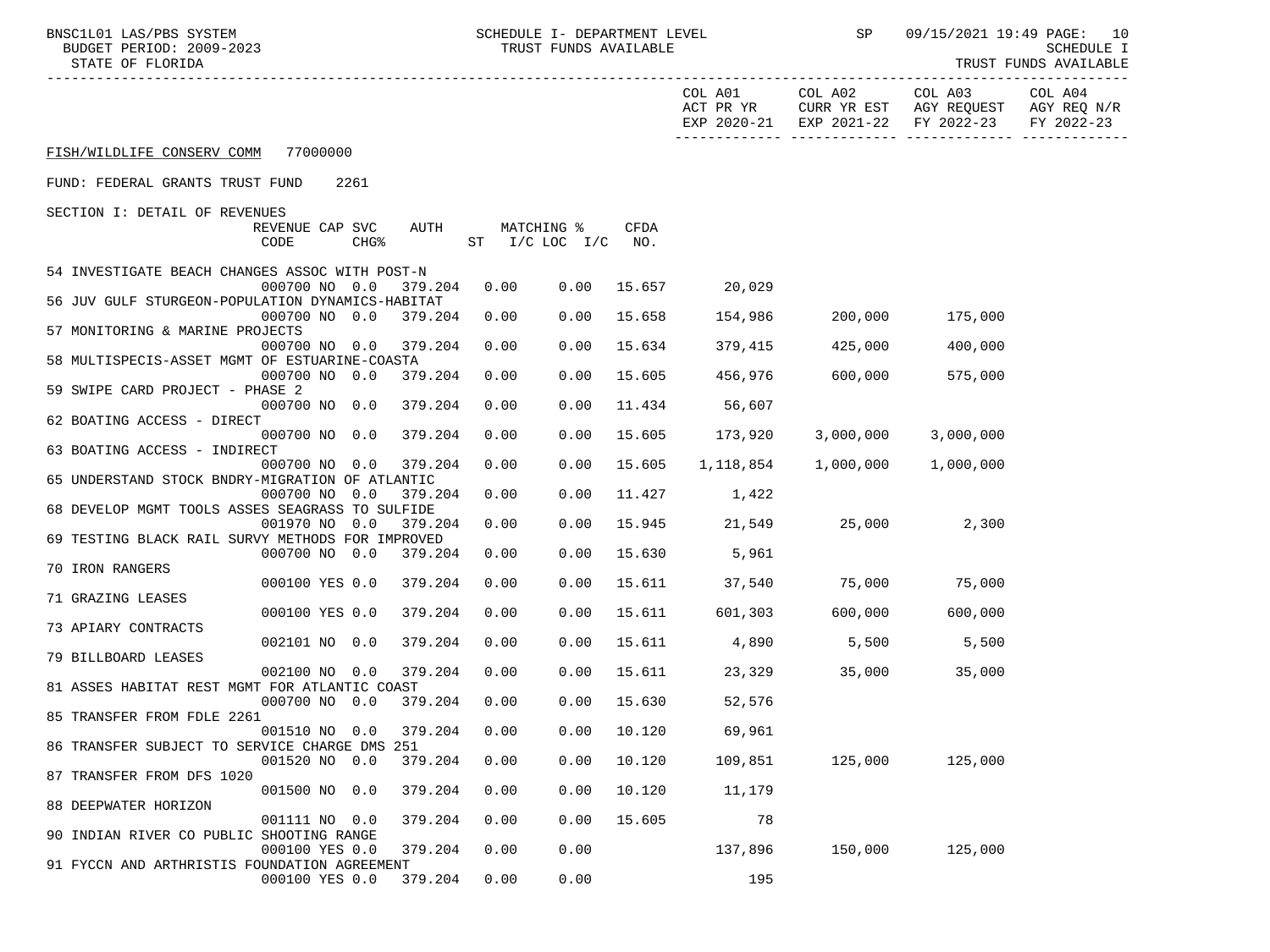FISH/WILDLIFE CONSERV COMM 77000000

FUND: FEDERAL GRANTS TRUST FUND 2261

SECTION I: DETAIL OF REVENUES

| Description | REVENUE CODE | CAP CHG% | SVC | AUTH | MATCHING % ST | I/C LOC | I/C | CFDA NO. | COL A01 ACT PR YR EXP 2020-21 | COL A02 CURR YR EST EXP 2021-22 | COL A03 AGY REQUEST FY 2022-23 | COL A04 AGY REQ N/R FY 2022-23 |
|---|---|---|---|---|---|---|---|---|---|---|---|---|
| 54 INVESTIGATE BEACH CHANGES ASSOC WITH POST-N | 000700 | NO | 0.0 | 379.204 | 0.00 | 0.00 | | 15.657 | 20,029 | | | |
| 56 JUV GULF STURGEON-POPULATION DYNAMICS-HABITAT | 000700 | NO | 0.0 | 379.204 | 0.00 | 0.00 | | 15.658 | 154,986 | 200,000 | 175,000 | |
| 57 MONITORING & MARINE PROJECTS | 000700 | NO | 0.0 | 379.204 | 0.00 | 0.00 | | 15.634 | 379,415 | 425,000 | 400,000 | |
| 58 MULTISPECIS-ASSET MGMT OF ESTUARINE-COASTA | 000700 | NO | 0.0 | 379.204 | 0.00 | 0.00 | | 15.605 | 456,976 | 600,000 | 575,000 | |
| 59 SWIPE CARD PROJECT - PHASE 2 | 000700 | NO | 0.0 | 379.204 | 0.00 | 0.00 | | 11.434 | 56,607 | | | |
| 62 BOATING ACCESS - DIRECT | 000700 | NO | 0.0 | 379.204 | 0.00 | 0.00 | | 15.605 | 173,920 | 3,000,000 | 3,000,000 | |
| 63 BOATING ACCESS - INDIRECT | 000700 | NO | 0.0 | 379.204 | 0.00 | 0.00 | | 15.605 | 1,118,854 | 1,000,000 | 1,000,000 | |
| 65 UNDERSTAND STOCK BNDRY-MIGRATION OF ATLANTIC | 000700 | NO | 0.0 | 379.204 | 0.00 | 0.00 | | 11.427 | 1,422 | | | |
| 68 DEVELOP MGMT TOOLS ASSES SEAGRASS TO SULFIDE | 001970 | NO | 0.0 | 379.204 | 0.00 | 0.00 | | 15.945 | 21,549 | 25,000 | 2,300 | |
| 69 TESTING BLACK RAIL SURVY METHODS FOR IMPROVED | 000700 | NO | 0.0 | 379.204 | 0.00 | 0.00 | | 15.630 | 5,961 | | | |
| 70 IRON RANGERS | 000100 | YES | 0.0 | 379.204 | 0.00 | 0.00 | | 15.611 | 37,540 | 75,000 | 75,000 | |
| 71 GRAZING LEASES | 000100 | YES | 0.0 | 379.204 | 0.00 | 0.00 | | 15.611 | 601,303 | 600,000 | 600,000 | |
| 73 APIARY CONTRACTS | 002101 | NO | 0.0 | 379.204 | 0.00 | 0.00 | | 15.611 | 4,890 | 5,500 | 5,500 | |
| 79 BILLBOARD LEASES | 002100 | NO | 0.0 | 379.204 | 0.00 | 0.00 | | 15.611 | 23,329 | 35,000 | 35,000 | |
| 81 ASSES HABITAT REST MGMT FOR ATLANTIC COAST | 000700 | NO | 0.0 | 379.204 | 0.00 | 0.00 | | 15.630 | 52,576 | | | |
| 85 TRANSFER FROM FDLE 2261 | 001510 | NO | 0.0 | 379.204 | 0.00 | 0.00 | | 10.120 | 69,961 | | | |
| 86 TRANSFER SUBJECT TO SERVICE CHARGE DMS 251 | 001520 | NO | 0.0 | 379.204 | 0.00 | 0.00 | | 10.120 | 109,851 | 125,000 | 125,000 | |
| 87 TRANSFER FROM DFS 1020 | 001500 | NO | 0.0 | 379.204 | 0.00 | 0.00 | | 10.120 | 11,179 | | | |
| 88 DEEPWATER HORIZON | 001111 | NO | 0.0 | 379.204 | 0.00 | 0.00 | | 15.605 | 78 | | | |
| 90 INDIAN RIVER CO PUBLIC SHOOTING RANGE | 000100 | YES | 0.0 | 379.204 | 0.00 | 0.00 | | | 137,896 | 150,000 | 125,000 | |
| 91 FYCCN AND ARTHRISTIS FOUNDATION AGREEMENT | 000100 | YES | 0.0 | 379.204 | 0.00 | 0.00 | | | 195 | | | |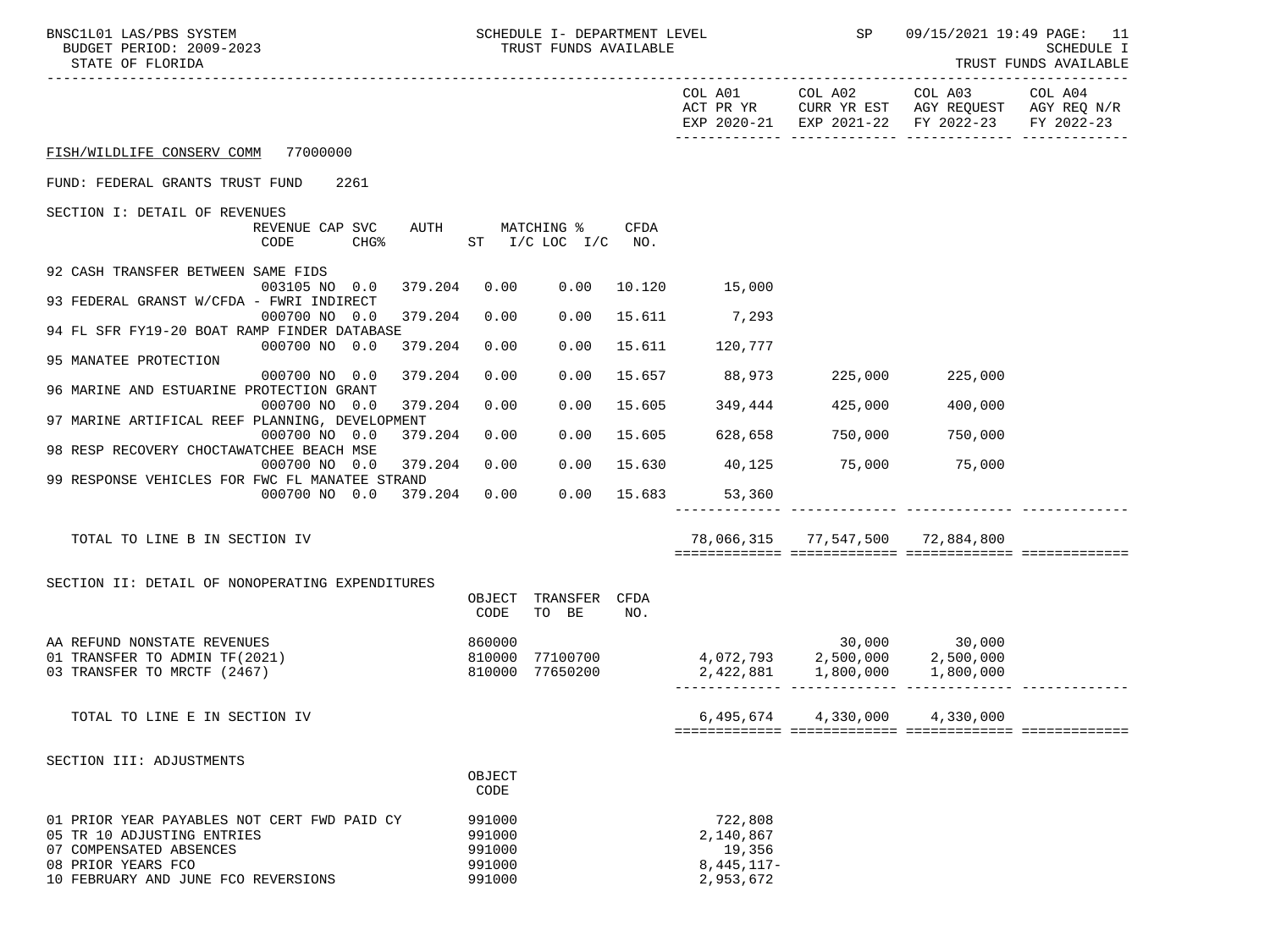FISH/WILDLIFE CONSERV COMM 77000000

FUND: FEDERAL GRANTS TRUST FUND 2261

| | COL A01 ACT PR YR EXP 2020-21 | COL A02 CURR YR EST EXP 2021-22 | COL A03 AGY REQUEST FY 2022-23 | COL A04 AGY REQ N/R FY 2022-23 |
|---|---|---|---|---|

SECTION I: DETAIL OF REVENUES

| | REVENUE CODE | CAP SVC CHG% | AUTH | MATCHING % ST | I/C LOC I/C | CFDA NO. | COL A01 | COL A02 | COL A03 | COL A04 |
|---|---|---|---|---|---|---|---|---|---|---|
| 92 CASH TRANSFER BETWEEN SAME FIDS | 003105 | NO 0.0 | 379.204 | 0.00 | 0.00 | 10.120 | 15,000 | | | |
| 93 FEDERAL GRANST W/CFDA - FWRI INDIRECT | 000700 | NO 0.0 | 379.204 | 0.00 | 0.00 | 15.611 | 7,293 | | | |
| 94 FL SFR FY19-20 BOAT RAMP FINDER DATABASE | 000700 | NO 0.0 | 379.204 | 0.00 | 0.00 | 15.611 | 120,777 | | | |
| 95 MANATEE PROTECTION | 000700 | NO 0.0 | 379.204 | 0.00 | 0.00 | 15.657 | 88,973 | 225,000 | 225,000 | |
| 96 MARINE AND ESTUARINE PROTECTION GRANT | 000700 | NO 0.0 | 379.204 | 0.00 | 0.00 | 15.605 | 349,444 | 425,000 | 400,000 | |
| 97 MARINE ARTIFICAL REEF PLANNING, DEVELOPMENT | 000700 | NO 0.0 | 379.204 | 0.00 | 0.00 | 15.605 | 628,658 | 750,000 | 750,000 | |
| 98 RESP RECOVERY CHOCTAWATCHEE BEACH MSE | 000700 | NO 0.0 | 379.204 | 0.00 | 0.00 | 15.630 | 40,125 | 75,000 | 75,000 | |
| 99 RESPONSE VEHICLES FOR FWC FL MANATEE STRAND | 000700 | NO 0.0 | 379.204 | 0.00 | 0.00 | 15.683 | 53,360 | | | |
| TOTAL TO LINE B IN SECTION IV | | | | | | | 78,066,315 | 77,547,500 | 72,884,800 | |

SECTION II: DETAIL OF NONOPERATING EXPENDITURES

| | OBJECT CODE | TRANSFER TO BE | CFDA NO. | COL A01 | COL A02 | COL A03 | COL A04 |
|---|---|---|---|---|---|---|---|
| AA REFUND NONSTATE REVENUES | 860000 | | | | 30,000 | 30,000 | |
| 01 TRANSFER TO ADMIN TF(2021) | 810000 | 77100700 | | 4,072,793 | 2,500,000 | 2,500,000 | |
| 03 TRANSFER TO MRCTF (2467) | 810000 | 77650200 | | 2,422,881 | 1,800,000 | 1,800,000 | |
| TOTAL TO LINE E IN SECTION IV | | | | 6,495,674 | 4,330,000 | 4,330,000 | |

SECTION III: ADJUSTMENTS

| | OBJECT CODE | COL A01 | COL A02 | COL A03 | COL A04 |
|---|---|---|---|---|---|
| 01 PRIOR YEAR PAYABLES NOT CERT FWD PAID CY | 991000 | 722,808 | | | |
| 05 TR 10 ADJUSTING ENTRIES | 991000 | 2,140,867 | | | |
| 07 COMPENSATED ABSENCES | 991000 | 19,356 | | | |
| 08 PRIOR YEARS FCO | 991000 | 8,445,117- | | | |
| 10 FEBRUARY AND JUNE FCO REVERSIONS | 991000 | 2,953,672 | | | |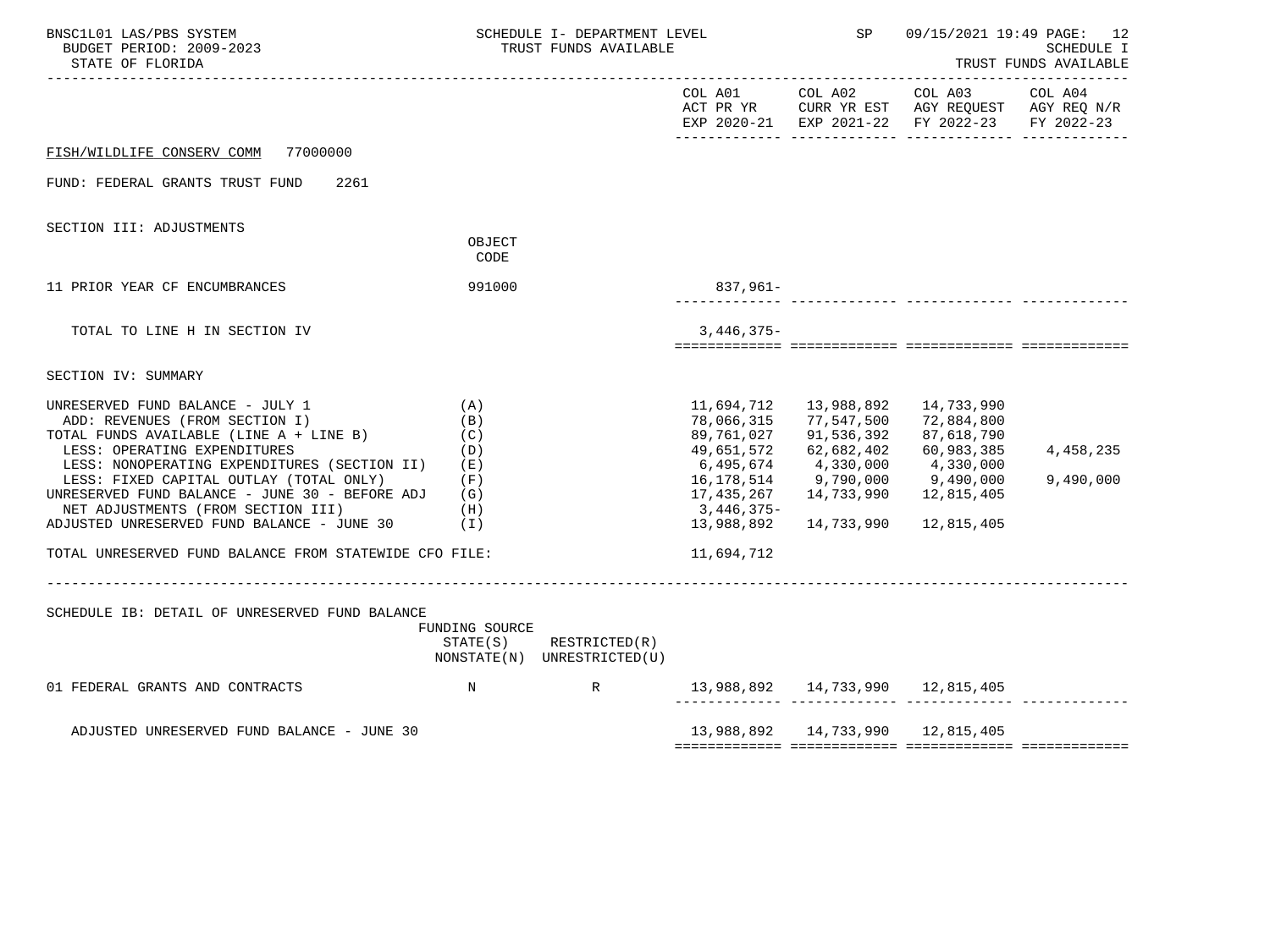BNSC1L01 LAS/PBS SYSTEM — SCHEDULE I- DEPARTMENT LEVEL — TRUST FUNDS AVAILABLE — SP 09/15/2021 19:49
BUDGET PERIOD: 2009-2023 — SCHEDULE I
STATE OF FLORIDA — TRUST FUNDS AVAILABLE

FISH/WILDLIFE CONSERV COMM 77000000

FUND: FEDERAL GRANTS TRUST FUND 2261

## SECTION III: ADJUSTMENTS

| | OBJECT CODE | COL A01 ACT PR YR EXP 2020-21 | COL A02 CURR YR EST EXP 2021-22 | COL A03 AGY REQUEST FY 2022-23 | COL A04 AGY REQ N/R FY 2022-23 |
|---|---|---|---|---|---|
| 11 PRIOR YEAR CF ENCUMBRANCES | 991000 | 837,961- | | | |
| TOTAL TO LINE H IN SECTION IV | | 3,446,375- | | | |

## SECTION IV: SUMMARY

| | | COL A01 ACT PR YR EXP 2020-21 | COL A02 CURR YR EST EXP 2021-22 | COL A03 AGY REQUEST FY 2022-23 | COL A04 AGY REQ N/R FY 2022-23 |
|---|---|---|---|---|---|
| UNRESERVED FUND BALANCE - JULY 1 | (A) | 11,694,712 | 13,988,892 | 14,733,990 | |
| ADD: REVENUES (FROM SECTION I) | (B) | 78,066,315 | 77,547,500 | 72,884,800 | |
| TOTAL FUNDS AVAILABLE (LINE A + LINE B) | (C) | 89,761,027 | 91,536,392 | 87,618,790 | |
| LESS: OPERATING EXPENDITURES | (D) | 49,651,572 | 62,682,402 | 60,983,385 | 4,458,235 |
| LESS: NONOPERATING EXPENDITURES (SECTION II) | (E) | 6,495,674 | 4,330,000 | 4,330,000 | |
| LESS: FIXED CAPITAL OUTLAY (TOTAL ONLY) | (F) | 16,178,514 | 9,790,000 | 9,490,000 | 9,490,000 |
| UNRESERVED FUND BALANCE - JUNE 30 - BEFORE ADJ | (G) | 17,435,267 | 14,733,990 | 12,815,405 | |
| NET ADJUSTMENTS (FROM SECTION III) | (H) | 3,446,375- | | | |
| ADJUSTED UNRESERVED FUND BALANCE - JUNE 30 | (I) | 13,988,892 | 14,733,990 | 12,815,405 | |
| TOTAL UNRESERVED FUND BALANCE FROM STATEWIDE CFO FILE: | | 11,694,712 | | | |

## SCHEDULE IB: DETAIL OF UNRESERVED FUND BALANCE

| | FUNDING SOURCE STATE(S) NONSTATE(N) | RESTRICTED(R) UNRESTRICTED(U) | COL A01 | COL A02 | COL A03 | COL A04 |
|---|---|---|---|---|---|---|
| 01 FEDERAL GRANTS AND CONTRACTS | N | R | 13,988,892 | 14,733,990 | 12,815,405 | |
| ADJUSTED UNRESERVED FUND BALANCE - JUNE 30 | | | 13,988,892 | 14,733,990 | 12,815,405 | |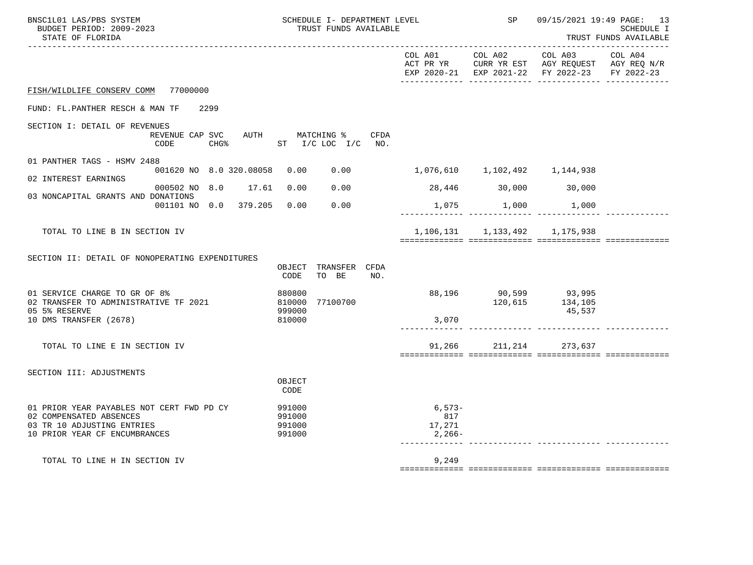FISH/WILDLIFE CONSERV COMM 77000000

FUND: FL.PANTHER RESCH & MAN TF 2299

## SECTION I: DETAIL OF REVENUES

| | REVENUE CODE | CAP SVC CHG% | AUTH ST | MATCHING % I/C | LOC I/C | CFDA NO. | COL A01 ACT PR YR EXP 2020-21 | COL A02 CURR YR EST EXP 2021-22 | COL A03 AGY REQUEST FY 2022-23 | COL A04 AGY REQ N/R FY 2022-23 |
|---|---|---|---|---|---|---|---|---|---|---|
| 01 PANTHER TAGS - HSMV 2488 | 001620 | NO 8.0 | 320.08058 | 0.00 | 0.00 | | 1,076,610 | 1,102,492 | 1,144,938 | |
| 02 INTEREST EARNINGS | 000502 | NO 8.0 | 17.61 | 0.00 | 0.00 | | 28,446 | 30,000 | 30,000 | |
| 03 NONCAPITAL GRANTS AND DONATIONS | 001101 | NO 0.0 | 379.205 | 0.00 | 0.00 | | 1,075 | 1,000 | 1,000 | |
| TOTAL TO LINE B IN SECTION IV | | | | | | | 1,106,131 | 1,133,492 | 1,175,938 | |

## SECTION II: DETAIL OF NONOPERATING EXPENDITURES

| | OBJECT CODE | TRANSFER TO BE | CFDA NO. | COL A01 ACT PR YR EXP 2020-21 | COL A02 CURR YR EST EXP 2021-22 | COL A03 AGY REQUEST FY 2022-23 | COL A04 AGY REQ N/R FY 2022-23 |
|---|---|---|---|---|---|---|---|
| 01 SERVICE CHARGE TO GR OF 8% | 880800 | | | 88,196 | 90,599 | 93,995 | |
| 02 TRANSFER TO ADMINISTRATIVE TF 2021 | 810000 | 77100700 | | | 120,615 | 134,105 | |
| 05 5% RESERVE | 999000 | | | | | 45,537 | |
| 10 DMS TRANSFER (2678) | 810000 | | | 3,070 | | | |
| TOTAL TO LINE E IN SECTION IV | | | | 91,266 | 211,214 | 273,637 | |

## SECTION III: ADJUSTMENTS

| | OBJECT CODE | COL A01 ACT PR YR EXP 2020-21 | COL A02 CURR YR EST EXP 2021-22 | COL A03 AGY REQUEST FY 2022-23 | COL A04 AGY REQ N/R FY 2022-23 |
|---|---|---|---|---|---|
| 01 PRIOR YEAR PAYABLES NOT CERT FWD PD CY | 991000 | 6,573- | | | |
| 02 COMPENSATED ABSENCES | 991000 | 817 | | | |
| 03 TR 10 ADJUSTING ENTRIES | 991000 | 17,271 | | | |
| 10 PRIOR YEAR CF ENCUMBRANCES | 991000 | 2,266- | | | |
| TOTAL TO LINE H IN SECTION IV | | 9,249 | | | |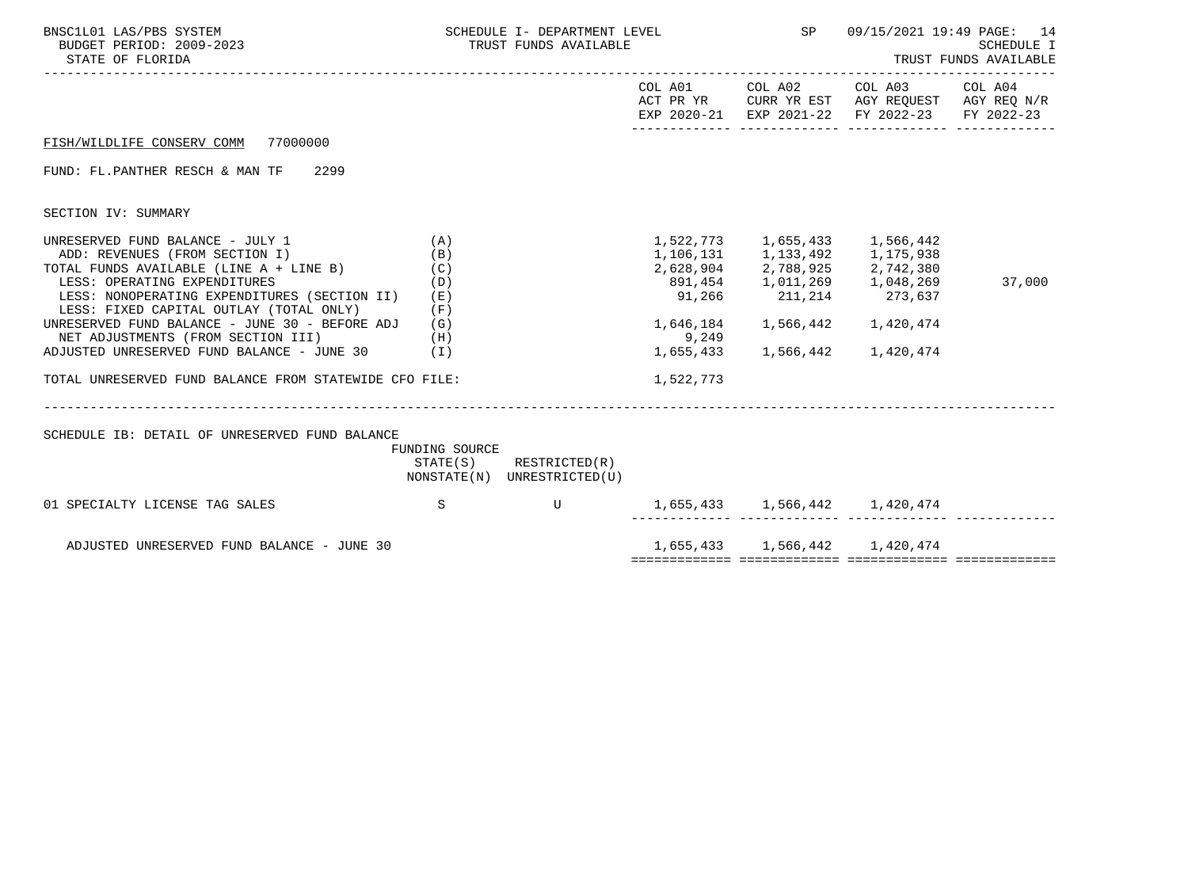FISH/WILDLIFE CONSERV COMM 77000000

FUND: FL.PANTHER RESCH & MAN TF 2299

SECTION IV: SUMMARY

| | | COL A01 ACT PR YR EXP 2020-21 | COL A02 CURR YR EST EXP 2021-22 | COL A03 AGY REQUEST FY 2022-23 | COL A04 AGY REQ N/R FY 2022-23 |
|---|---|---|---|---|---|
| UNRESERVED FUND BALANCE - JULY 1 | (A) | 1,522,773 | 1,655,433 | 1,566,442 | |
| ADD: REVENUES (FROM SECTION I) | (B) | 1,106,131 | 1,133,492 | 1,175,938 | |
| TOTAL FUNDS AVAILABLE (LINE A + LINE B) | (C) | 2,628,904 | 2,788,925 | 2,742,380 | |
| LESS: OPERATING EXPENDITURES | (D) | 891,454 | 1,011,269 | 1,048,269 | 37,000 |
| LESS: NONOPERATING EXPENDITURES (SECTION II) | (E) | 91,266 | 211,214 | 273,637 | |
| LESS: FIXED CAPITAL OUTLAY (TOTAL ONLY) | (F) | | | | |
| UNRESERVED FUND BALANCE - JUNE 30 - BEFORE ADJ | (G) | 1,646,184 | 1,566,442 | 1,420,474 | |
| NET ADJUSTMENTS (FROM SECTION III) | (H) | 9,249 | | | |
| ADJUSTED UNRESERVED FUND BALANCE - JUNE 30 | (I) | 1,655,433 | 1,566,442 | 1,420,474 | |
| TOTAL UNRESERVED FUND BALANCE FROM STATEWIDE CFO FILE: | | 1,522,773 | | | |

SCHEDULE IB: DETAIL OF UNRESERVED FUND BALANCE

| | FUNDING SOURCE STATE(S) NONSTATE(N) | RESTRICTED(R) UNRESTRICTED(U) | COL A01 | COL A02 | COL A03 | COL A04 |
|---|---|---|---|---|---|---|
| 01 SPECIALTY LICENSE TAG SALES | S | U | 1,655,433 | 1,566,442 | 1,420,474 | |
| ADJUSTED UNRESERVED FUND BALANCE - JUNE 30 | | | 1,655,433 | 1,566,442 | 1,420,474 | |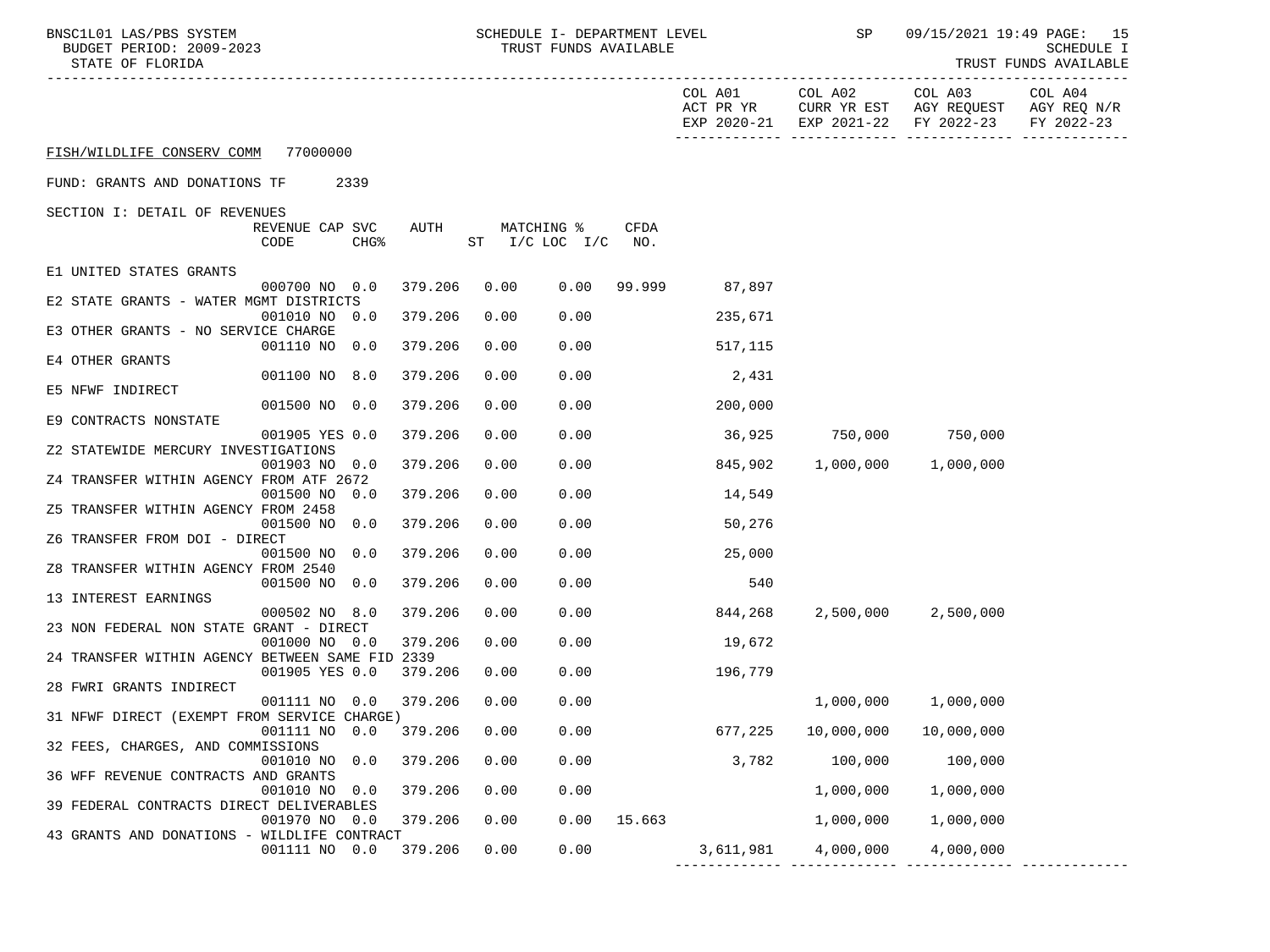SCHEDULE I- DEPARTMENT LEVEL
TRUST FUNDS AVAILABLE

BNSC1L01 LAS/PBS SYSTEM
BUDGET PERIOD: 2009-2023
STATE OF FLORIDA

SP 09/15/2021 19:49
SCHEDULE I
TRUST FUNDS AVAILABLE

FISH/WILDLIFE CONSERV COMM 77000000

FUND: GRANTS AND DONATIONS TF 2339

SECTION I: DETAIL OF REVENUES

| Description | REVENUE CODE | CAP | SVC CHG% | AUTH | MATCHING % ST | I/C LOC | I/C | CFDA NO. | COL A01 ACT PR YR EXP 2020-21 | COL A02 CURR YR EST EXP 2021-22 | COL A03 AGY REQUEST FY 2022-23 | COL A04 AGY REQ N/R FY 2022-23 |
|---|---|---|---|---|---|---|---|---|---|---|---|---|
| E1 UNITED STATES GRANTS | 000700 | NO | 0.0 | 379.206 | 0.00 | 0.00 | | 99.999 | 87,897 | | | |
| E2 STATE GRANTS - WATER MGMT DISTRICTS | 001010 | NO | 0.0 | 379.206 | 0.00 | 0.00 | | | 235,671 | | | |
| E3 OTHER GRANTS - NO SERVICE CHARGE | 001110 | NO | 0.0 | 379.206 | 0.00 | 0.00 | | | 517,115 | | | |
| E4 OTHER GRANTS | 001100 | NO | 8.0 | 379.206 | 0.00 | 0.00 | | | 2,431 | | | |
| E5 NFWF INDIRECT | 001500 | NO | 0.0 | 379.206 | 0.00 | 0.00 | | | 200,000 | | | |
| E9 CONTRACTS NONSTATE | 001905 | YES | 0.0 | 379.206 | 0.00 | 0.00 | | | 36,925 | 750,000 | 750,000 | |
| Z2 STATEWIDE MERCURY INVESTIGATIONS | 001903 | NO | 0.0 | 379.206 | 0.00 | 0.00 | | | 845,902 | 1,000,000 | 1,000,000 | |
| Z4 TRANSFER WITHIN AGENCY FROM ATF 2672 | 001500 | NO | 0.0 | 379.206 | 0.00 | 0.00 | | | 14,549 | | | |
| Z5 TRANSFER WITHIN AGENCY FROM 2458 | 001500 | NO | 0.0 | 379.206 | 0.00 | 0.00 | | | 50,276 | | | |
| Z6 TRANSFER FROM DOI - DIRECT | 001500 | NO | 0.0 | 379.206 | 0.00 | 0.00 | | | 25,000 | | | |
| Z8 TRANSFER WITHIN AGENCY FROM 2540 | 001500 | NO | 0.0 | 379.206 | 0.00 | 0.00 | | | 540 | | | |
| 13 INTEREST EARNINGS | 000502 | NO | 8.0 | 379.206 | 0.00 | 0.00 | | | 844,268 | 2,500,000 | 2,500,000 | |
| 23 NON FEDERAL NON STATE GRANT - DIRECT | 001000 | NO | 0.0 | 379.206 | 0.00 | 0.00 | | | 19,672 | | | |
| 24 TRANSFER WITHIN AGENCY BETWEEN SAME FID 2339 | 001905 | YES | 0.0 | 379.206 | 0.00 | 0.00 | | | 196,779 | | | |
| 28 FWRI GRANTS INDIRECT | 001111 | NO | 0.0 | 379.206 | 0.00 | 0.00 | | | | 1,000,000 | 1,000,000 | |
| 31 NFWF DIRECT (EXEMPT FROM SERVICE CHARGE) | 001111 | NO | 0.0 | 379.206 | 0.00 | 0.00 | | | 677,225 | 10,000,000 | 10,000,000 | |
| 32 FEES, CHARGES, AND COMMISSIONS | 001010 | NO | 0.0 | 379.206 | 0.00 | 0.00 | | | 3,782 | 100,000 | 100,000 | |
| 36 WFF REVENUE CONTRACTS AND GRANTS | 001010 | NO | 0.0 | 379.206 | 0.00 | 0.00 | | | | 1,000,000 | 1,000,000 | |
| 39 FEDERAL CONTRACTS DIRECT DELIVERABLES | 001970 | NO | 0.0 | 379.206 | 0.00 | 0.00 | | 15.663 | | 1,000,000 | 1,000,000 | |
| 43 GRANTS AND DONATIONS - WILDLIFE CONTRACT | 001111 | NO | 0.0 | 379.206 | 0.00 | 0.00 | | | 3,611,981 | 4,000,000 | 4,000,000 | |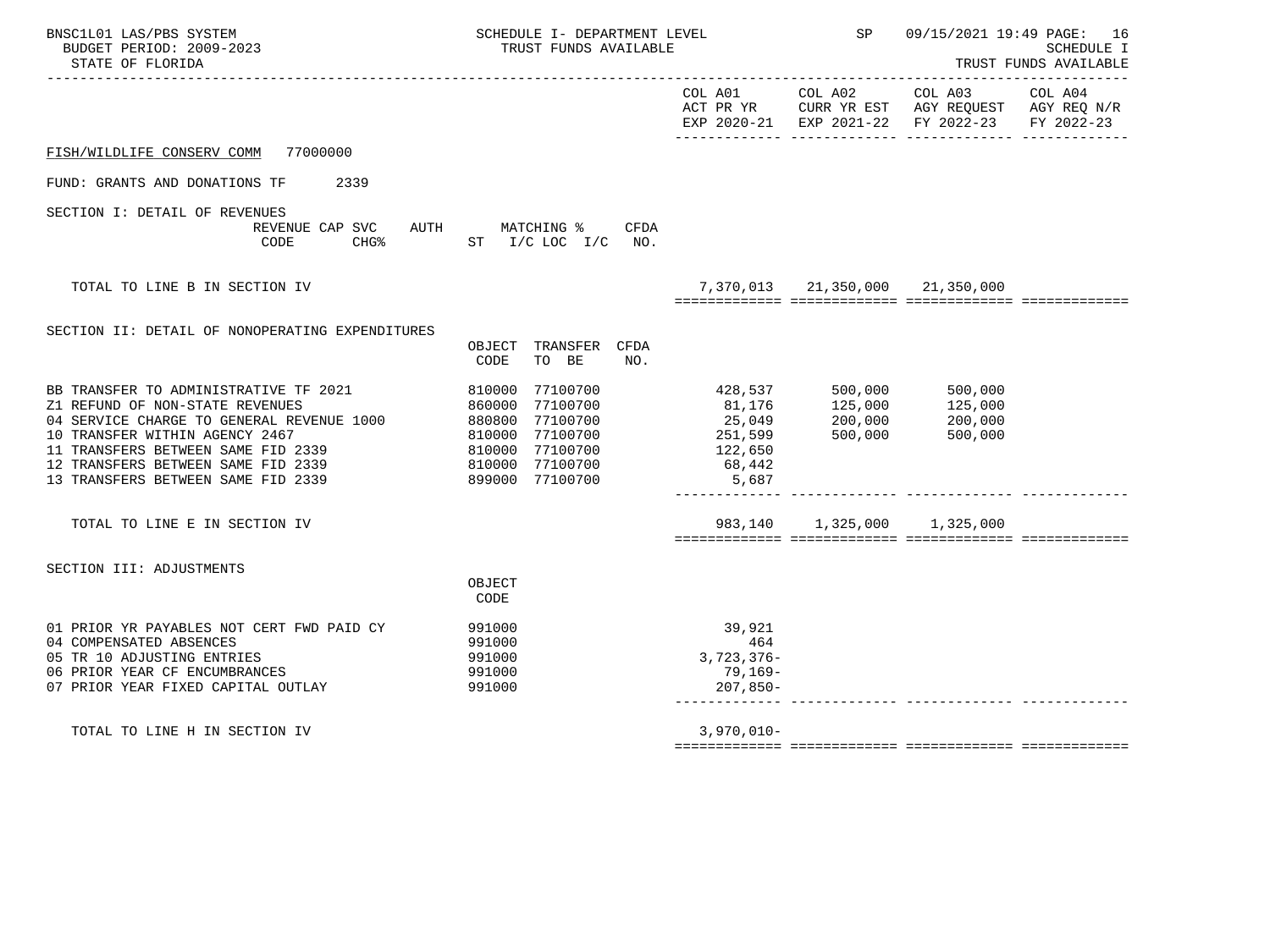FISH/WILDLIFE CONSERV COMM 77000000

FUND: GRANTS AND DONATIONS TF 2339

| | | | COL A01 ACT PR YR EXP 2020-21 | COL A02 CURR YR EST EXP 2021-22 | COL A03 AGY REQUEST FY 2022-23 | COL A04 AGY REQ N/R FY 2022-23 |
|---|---|---|---|---|---|---|
| **SECTION I: DETAIL OF REVENUES** | REVENUE CODE / CAP SVC CHG% / AUTH ST / MATCHING % I/C LOC I/C / CFDA NO. | | | | | |
| TOTAL TO LINE B IN SECTION IV | | | 7,370,013 | 21,350,000 | 21,350,000 | |
| **SECTION II: DETAIL OF NONOPERATING EXPENDITURES** | OBJECT CODE | TRANSFER TO BE / CFDA NO. | | | | |
| BB TRANSFER TO ADMINISTRATIVE TF 2021 | 810000 | 77100700 | 428,537 | 500,000 | 500,000 | |
| Z1 REFUND OF NON-STATE REVENUES | 860000 | 77100700 | 81,176 | 125,000 | 125,000 | |
| 04 SERVICE CHARGE TO GENERAL REVENUE 1000 | 880800 | 77100700 | 25,049 | 200,000 | 200,000 | |
| 10 TRANSFER WITHIN AGENCY 2467 | 810000 | 77100700 | 251,599 | 500,000 | 500,000 | |
| 11 TRANSFERS BETWEEN SAME FID 2339 | 810000 | 77100700 | 122,650 | | | |
| 12 TRANSFERS BETWEEN SAME FID 2339 | 810000 | 77100700 | 68,442 | | | |
| 13 TRANSFERS BETWEEN SAME FID 2339 | 899000 | 77100700 | 5,687 | | | |
| TOTAL TO LINE E IN SECTION IV | | | 983,140 | 1,325,000 | 1,325,000 | |
| **SECTION III: ADJUSTMENTS** | OBJECT CODE | | | | | |
| 01 PRIOR YR PAYABLES NOT CERT FWD PAID CY | 991000 | | 39,921 | | | |
| 04 COMPENSATED ABSENCES | 991000 | | 464 | | | |
| 05 TR 10 ADJUSTING ENTRIES | 991000 | | 3,723,376- | | | |
| 06 PRIOR YEAR CF ENCUMBRANCES | 991000 | | 79,169- | | | |
| 07 PRIOR YEAR FIXED CAPITAL OUTLAY | 991000 | | 207,850- | | | |
| TOTAL TO LINE H IN SECTION IV | | | 3,970,010- | | | |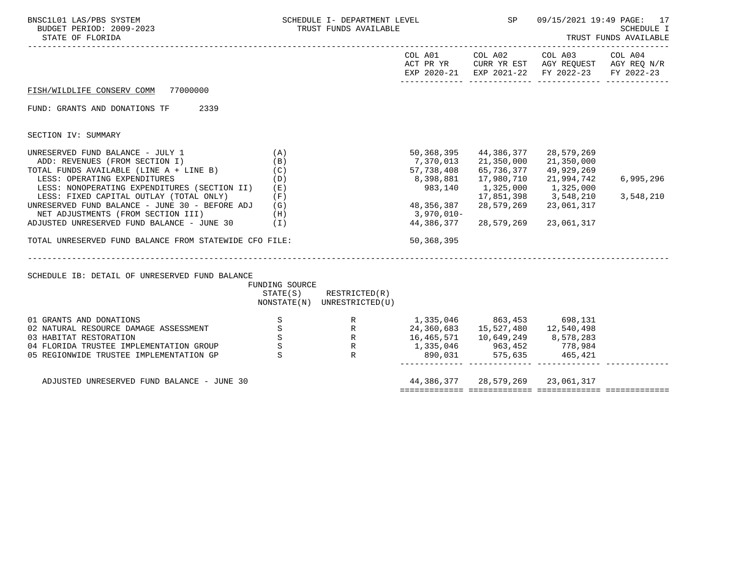FISH/WILDLIFE CONSERV COMM 77000000

FUND: GRANTS AND DONATIONS TF 2339

SECTION IV: SUMMARY

| | | COL A01 ACT PR YR EXP 2020-21 | COL A02 CURR YR EST EXP 2021-22 | COL A03 AGY REQUEST FY 2022-23 | COL A04 AGY REQ N/R FY 2022-23 |
|---|---|---|---|---|---|
| UNRESERVED FUND BALANCE - JULY 1 | (A) | 50,368,395 | 44,386,377 | 28,579,269 | |
| ADD: REVENUES (FROM SECTION I) | (B) | 7,370,013 | 21,350,000 | 21,350,000 | |
| TOTAL FUNDS AVAILABLE (LINE A + LINE B) | (C) | 57,738,408 | 65,736,377 | 49,929,269 | |
| LESS: OPERATING EXPENDITURES | (D) | 8,398,881 | 17,980,710 | 21,994,742 | 6,995,296 |
| LESS: NONOPERATING EXPENDITURES (SECTION II) | (E) | 983,140 | 1,325,000 | 1,325,000 | |
| LESS: FIXED CAPITAL OUTLAY (TOTAL ONLY) | (F) | | 17,851,398 | 3,548,210 | 3,548,210 |
| UNRESERVED FUND BALANCE - JUNE 30 - BEFORE ADJ | (G) | 48,356,387 | 28,579,269 | 23,061,317 | |
| NET ADJUSTMENTS (FROM SECTION III) | (H) | 3,970,010- | | | |
| ADJUSTED UNRESERVED FUND BALANCE - JUNE 30 | (I) | 44,386,377 | 28,579,269 | 23,061,317 | |
| TOTAL UNRESERVED FUND BALANCE FROM STATEWIDE CFO FILE: | | 50,368,395 | | | |

SCHEDULE IB: DETAIL OF UNRESERVED FUND BALANCE

| | FUNDING SOURCE STATE(S) NONSTATE(N) | RESTRICTED(R) UNRESTRICTED(U) | COL A01 | COL A02 | COL A03 | COL A04 |
|---|---|---|---|---|---|---|
| 01 GRANTS AND DONATIONS | S | R | 1,335,046 | 863,453 | 698,131 | |
| 02 NATURAL RESOURCE DAMAGE ASSESSMENT | S | R | 24,360,683 | 15,527,480 | 12,540,498 | |
| 03 HABITAT RESTORATION | S | R | 16,465,571 | 10,649,249 | 8,578,283 | |
| 04 FLORIDA TRUSTEE IMPLEMENTATION GROUP | S | R | 1,335,046 | 963,452 | 778,984 | |
| 05 REGIONWIDE TRUSTEE IMPLEMENTATION GP | S | R | 890,031 | 575,635 | 465,421 | |
| ADJUSTED UNRESERVED FUND BALANCE - JUNE 30 | | | 44,386,377 | 28,579,269 | 23,061,317 | |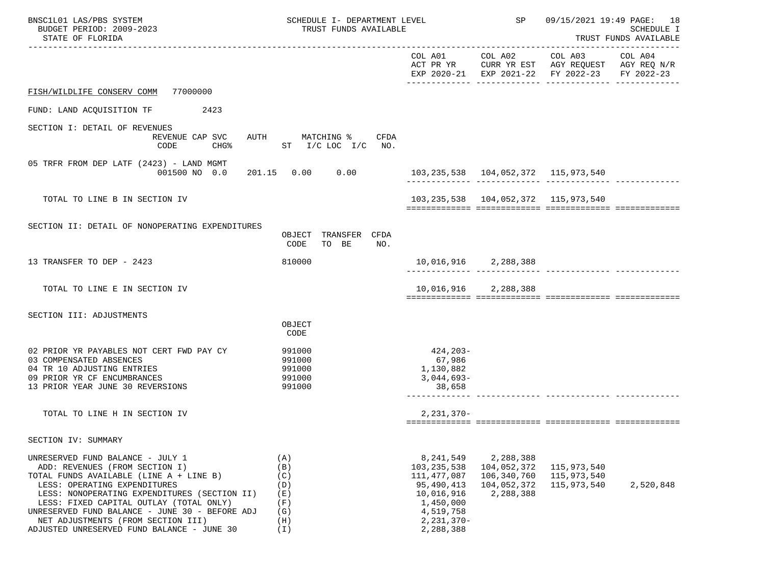FISH/WILDLIFE CONSERV COMM 77000000

FUND: LAND ACQUISITION TF 2423

| | COL A01 ACT PR YR EXP 2020-21 | COL A02 CURR YR EST EXP 2021-22 | COL A03 AGY REQUEST FY 2022-23 | COL A04 AGY REQ N/R FY 2022-23 |
|---|---|---|---|---|
| **SECTION I: DETAIL OF REVENUES** (REVENUE CODE / CAP SVC CHG% / AUTH ST / MATCHING % I/C LOC I/C / CFDA NO.) | | | | |
| 05 TRFR FROM DEP LATF (2423) - LAND MGMT — 001500 NO 0.0 201.15 0.00 0.00 | 103,235,538 | 104,052,372 | 115,973,540 | |
| TOTAL TO LINE B IN SECTION IV | 103,235,538 | 104,052,372 | 115,973,540 | |
| **SECTION II: DETAIL OF NONOPERATING EXPENDITURES** (OBJECT CODE / TRANSFER TO BE / CFDA NO.) | | | | |
| 13 TRANSFER TO DEP - 2423 — 810000 | 10,016,916 | 2,288,388 | | |
| TOTAL TO LINE E IN SECTION IV | 10,016,916 | 2,288,388 | | |
| **SECTION III: ADJUSTMENTS** (OBJECT CODE) | | | | |
| 02 PRIOR YR PAYABLES NOT CERT FWD PAY CY — 991000 | 424,203- | | | |
| 03 COMPENSATED ABSENCES — 991000 | 67,986 | | | |
| 04 TR 10 ADJUSTING ENTRIES — 991000 | 1,130,882 | | | |
| 09 PRIOR YR CF ENCUMBRANCES — 991000 | 3,044,693- | | | |
| 13 PRIOR YEAR JUNE 30 REVERSIONS — 991000 | 38,658 | | | |
| TOTAL TO LINE H IN SECTION IV | 2,231,370- | | | |
| **SECTION IV: SUMMARY** | | | | |
| UNRESERVED FUND BALANCE - JULY 1 (A) | 8,241,549 | 2,288,388 | | |
| ADD: REVENUES (FROM SECTION I) (B) | 103,235,538 | 104,052,372 | 115,973,540 | |
| TOTAL FUNDS AVAILABLE (LINE A + LINE B) (C) | 111,477,087 | 106,340,760 | 115,973,540 | |
| LESS: OPERATING EXPENDITURES (D) | 95,490,413 | 104,052,372 | 115,973,540 | 2,520,848 |
| LESS: NONOPERATING EXPENDITURES (SECTION II) (E) | 10,016,916 | 2,288,388 | | |
| LESS: FIXED CAPITAL OUTLAY (TOTAL ONLY) (F) | 1,450,000 | | | |
| UNRESERVED FUND BALANCE - JUNE 30 - BEFORE ADJ (G) | 4,519,758 | | | |
| NET ADJUSTMENTS (FROM SECTION III) (H) | 2,231,370- | | | |
| ADJUSTED UNRESERVED FUND BALANCE - JUNE 30 (I) | 2,288,388 | | | |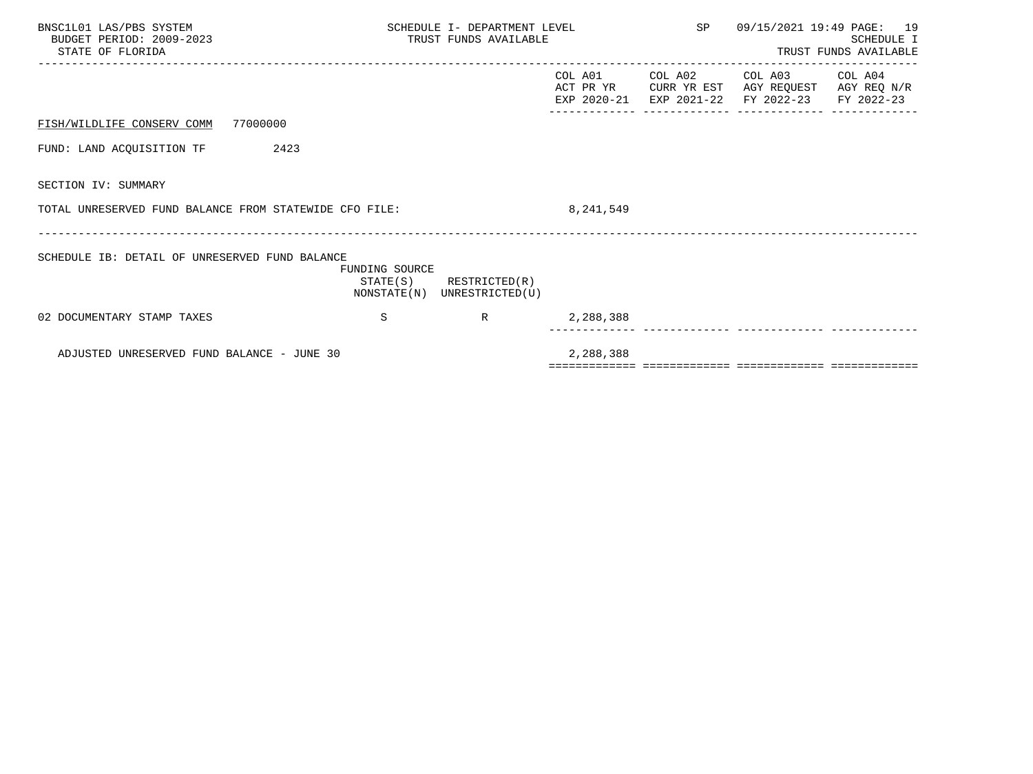FISH/WILDLIFE CONSERV COMM 77000000

FUND: LAND ACQUISITION TF 2423

SECTION IV: SUMMARY

| | COL A01 ACT PR YR EXP 2020-21 | COL A02 CURR YR EST EXP 2021-22 | COL A03 AGY REQUEST FY 2022-23 | COL A04 AGY REQ N/R FY 2022-23 |
|---|---|---|---|---|
| TOTAL UNRESERVED FUND BALANCE FROM STATEWIDE CFO FILE: | 8,241,549 | | | |

SCHEDULE IB: DETAIL OF UNRESERVED FUND BALANCE

| | FUNDING SOURCE STATE(S) NONSTATE(N) | RESTRICTED(R) UNRESTRICTED(U) | COL A01 | COL A02 | COL A03 | COL A04 |
|---|---|---|---|---|---|---|
| 02 DOCUMENTARY STAMP TAXES | S | R | 2,288,388 | | | |
| ADJUSTED UNRESERVED FUND BALANCE - JUNE 30 | | | 2,288,388 | | | |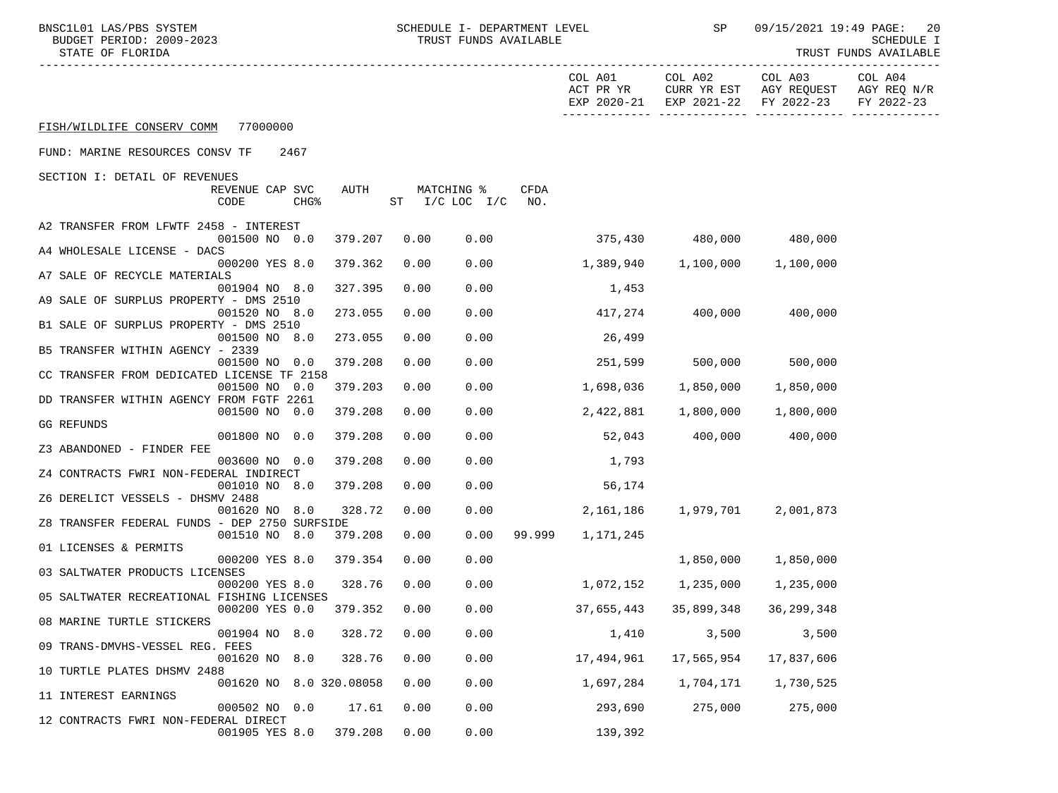FISH/WILDLIFE CONSERV COMM 77000000

FUND: MARINE RESOURCES CONSV TF 2467

SECTION I: DETAIL OF REVENUES

| Description | REVENUE CODE | CAP | SVC CHG% | AUTH | MATCHING % ST | I/C LOC I/C | CFDA NO. | COL A01 ACT PR YR EXP 2020-21 | COL A02 CURR YR EST EXP 2021-22 | COL A03 AGY REQUEST FY 2022-23 | COL A04 AGY REQ N/R FY 2022-23 |
|---|---|---|---|---|---|---|---|---|---|---|---|
| A2 TRANSFER FROM LFWTF 2458 - INTEREST | 001500 | NO | 0.0 | 379.207 | 0.00 | 0.00 | | 375,430 | 480,000 | 480,000 | |
| A4 WHOLESALE LICENSE - DACS | 000200 | YES | 8.0 | 379.362 | 0.00 | 0.00 | | 1,389,940 | 1,100,000 | 1,100,000 | |
| A7 SALE OF RECYCLE MATERIALS | 001904 | NO | 8.0 | 327.395 | 0.00 | 0.00 | | 1,453 | | | |
| A9 SALE OF SURPLUS PROPERTY - DMS 2510 | 001520 | NO | 8.0 | 273.055 | 0.00 | 0.00 | | 417,274 | 400,000 | 400,000 | |
| B1 SALE OF SURPLUS PROPERTY - DMS 2510 | 001500 | NO | 8.0 | 273.055 | 0.00 | 0.00 | | 26,499 | | | |
| B5 TRANSFER WITHIN AGENCY - 2339 | 001500 | NO | 0.0 | 379.208 | 0.00 | 0.00 | | 251,599 | 500,000 | 500,000 | |
| CC TRANSFER FROM DEDICATED LICENSE TF 2158 | 001500 | NO | 0.0 | 379.203 | 0.00 | 0.00 | | 1,698,036 | 1,850,000 | 1,850,000 | |
| DD TRANSFER WITHIN AGENCY FROM FGTF 2261 | 001500 | NO | 0.0 | 379.208 | 0.00 | 0.00 | | 2,422,881 | 1,800,000 | 1,800,000 | |
| GG REFUNDS | 001800 | NO | 0.0 | 379.208 | 0.00 | 0.00 | | 52,043 | 400,000 | 400,000 | |
| Z3 ABANDONED - FINDER FEE | 003600 | NO | 0.0 | 379.208 | 0.00 | 0.00 | | 1,793 | | | |
| Z4 CONTRACTS FWRI NON-FEDERAL INDIRECT | 001010 | NO | 8.0 | 379.208 | 0.00 | 0.00 | | 56,174 | | | |
| Z6 DERELICT VESSELS - DHSMV 2488 | 001620 | NO | 8.0 | 328.72 | 0.00 | 0.00 | | 2,161,186 | 1,979,701 | 2,001,873 | |
| Z8 TRANSFER FEDERAL FUNDS - DEP 2750 SURFSIDE | 001510 | NO | 8.0 | 379.208 | 0.00 | 0.00 | 99.999 | 1,171,245 | | | |
| 01 LICENSES & PERMITS | 000200 | YES | 8.0 | 379.354 | 0.00 | 0.00 | | | 1,850,000 | 1,850,000 | |
| 03 SALTWATER PRODUCTS LICENSES | 000200 | YES | 8.0 | 328.76 | 0.00 | 0.00 | | 1,072,152 | 1,235,000 | 1,235,000 | |
| 05 SALTWATER RECREATIONAL FISHING LICENSES | 000200 | YES | 0.0 | 379.352 | 0.00 | 0.00 | | 37,655,443 | 35,899,348 | 36,299,348 | |
| 08 MARINE TURTLE STICKERS | 001904 | NO | 8.0 | 328.72 | 0.00 | 0.00 | | 1,410 | 3,500 | 3,500 | |
| 09 TRANS-DMVHS-VESSEL REG. FEES | 001620 | NO | 8.0 | 328.76 | 0.00 | 0.00 | | 17,494,961 | 17,565,954 | 17,837,606 | |
| 10 TURTLE PLATES DHSMV 2488 | 001620 | NO | 8.0 | 320.08058 | 0.00 | 0.00 | | 1,697,284 | 1,704,171 | 1,730,525 | |
| 11 INTEREST EARNINGS | 000502 | NO | 0.0 | 17.61 | 0.00 | 0.00 | | 293,690 | 275,000 | 275,000 | |
| 12 CONTRACTS FWRI NON-FEDERAL DIRECT | 001905 | YES | 8.0 | 379.208 | 0.00 | 0.00 | | 139,392 | | | |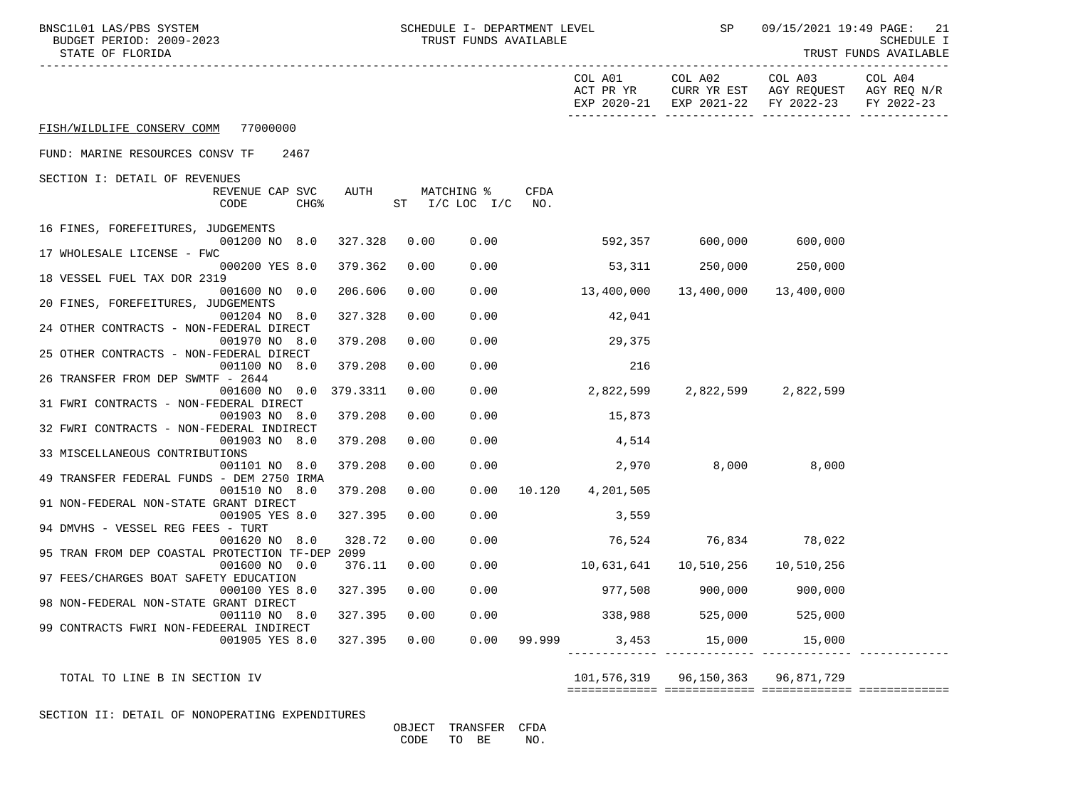FISH/WILDLIFE CONSERV COMM 77000000

FUND: MARINE RESOURCES CONSV TF 2467

SECTION I: DETAIL OF REVENUES

| | REVENUE CODE | CAP SVC CHG% | AUTH | MATCHING % ST | I/C LOC I/C | CFDA NO. | COL A01 ACT PR YR EXP 2020-21 | COL A02 CURR YR EST EXP 2021-22 | COL A03 AGY REQUEST FY 2022-23 | COL A04 AGY REQ N/R FY 2022-23 |
|---|---|---|---|---|---|---|---|---|---|---|
| 16 FINES, FOREFEITURES, JUDGEMENTS | 001200 NO | 8.0 | 327.328 | 0.00 | 0.00 | | 592,357 | 600,000 | 600,000 | |
| 17 WHOLESALE LICENSE - FWC | 000200 YES | 8.0 | 379.362 | 0.00 | 0.00 | | 53,311 | 250,000 | 250,000 | |
| 18 VESSEL FUEL TAX DOR 2319 | 001600 NO | 0.0 | 206.606 | 0.00 | 0.00 | | 13,400,000 | 13,400,000 | 13,400,000 | |
| 20 FINES, FOREFEITURES, JUDGEMENTS | 001204 NO | 8.0 | 327.328 | 0.00 | 0.00 | | 42,041 | | | |
| 24 OTHER CONTRACTS - NON-FEDERAL DIRECT | 001970 NO | 8.0 | 379.208 | 0.00 | 0.00 | | 29,375 | | | |
| 25 OTHER CONTRACTS - NON-FEDERAL DIRECT | 001100 NO | 8.0 | 379.208 | 0.00 | 0.00 | | 216 | | | |
| 26 TRANSFER FROM DEP SWMTF - 2644 | 001600 NO | 0.0 | 379.3311 | 0.00 | 0.00 | | 2,822,599 | 2,822,599 | 2,822,599 | |
| 31 FWRI CONTRACTS - NON-FEDERAL DIRECT | 001903 NO | 8.0 | 379.208 | 0.00 | 0.00 | | 15,873 | | | |
| 32 FWRI CONTRACTS - NON-FEDERAL INDIRECT | 001903 NO | 8.0 | 379.208 | 0.00 | 0.00 | | 4,514 | | | |
| 33 MISCELLANEOUS CONTRIBUTIONS | 001101 NO | 8.0 | 379.208 | 0.00 | 0.00 | | 2,970 | 8,000 | 8,000 | |
| 49 TRANSFER FEDERAL FUNDS - DEM 2750 IRMA | 001510 NO | 8.0 | 379.208 | 0.00 | 0.00 | 10.120 | 4,201,505 | | | |
| 91 NON-FEDERAL NON-STATE GRANT DIRECT | 001905 YES | 8.0 | 327.395 | 0.00 | 0.00 | | 3,559 | | | |
| 94 DMVHS - VESSEL REG FEES - TURT | 001620 NO | 8.0 | 328.72 | 0.00 | 0.00 | | 76,524 | 76,834 | 78,022 | |
| 95 TRAN FROM DEP COASTAL PROTECTION TF-DEP 2099 | 001600 NO | 0.0 | 376.11 | 0.00 | 0.00 | | 10,631,641 | 10,510,256 | 10,510,256 | |
| 97 FEES/CHARGES BOAT SAFETY EDUCATION | 000100 YES | 8.0 | 327.395 | 0.00 | 0.00 | | 977,508 | 900,000 | 900,000 | |
| 98 NON-FEDERAL NON-STATE GRANT DIRECT | 001110 NO | 8.0 | 327.395 | 0.00 | 0.00 | | 338,988 | 525,000 | 525,000 | |
| 99 CONTRACTS FWRI NON-FEDEERAL INDIRECT | 001905 YES | 8.0 | 327.395 | 0.00 | 0.00 | 99.999 | 3,453 | 15,000 | 15,000 | |
| TOTAL TO LINE B IN SECTION IV | | | | | | | 101,576,319 | 96,150,363 | 96,871,729 | |

SECTION II: DETAIL OF NONOPERATING EXPENDITURES

| OBJECT CODE | TRANSFER TO BE | CFDA NO. |
|---|---|---|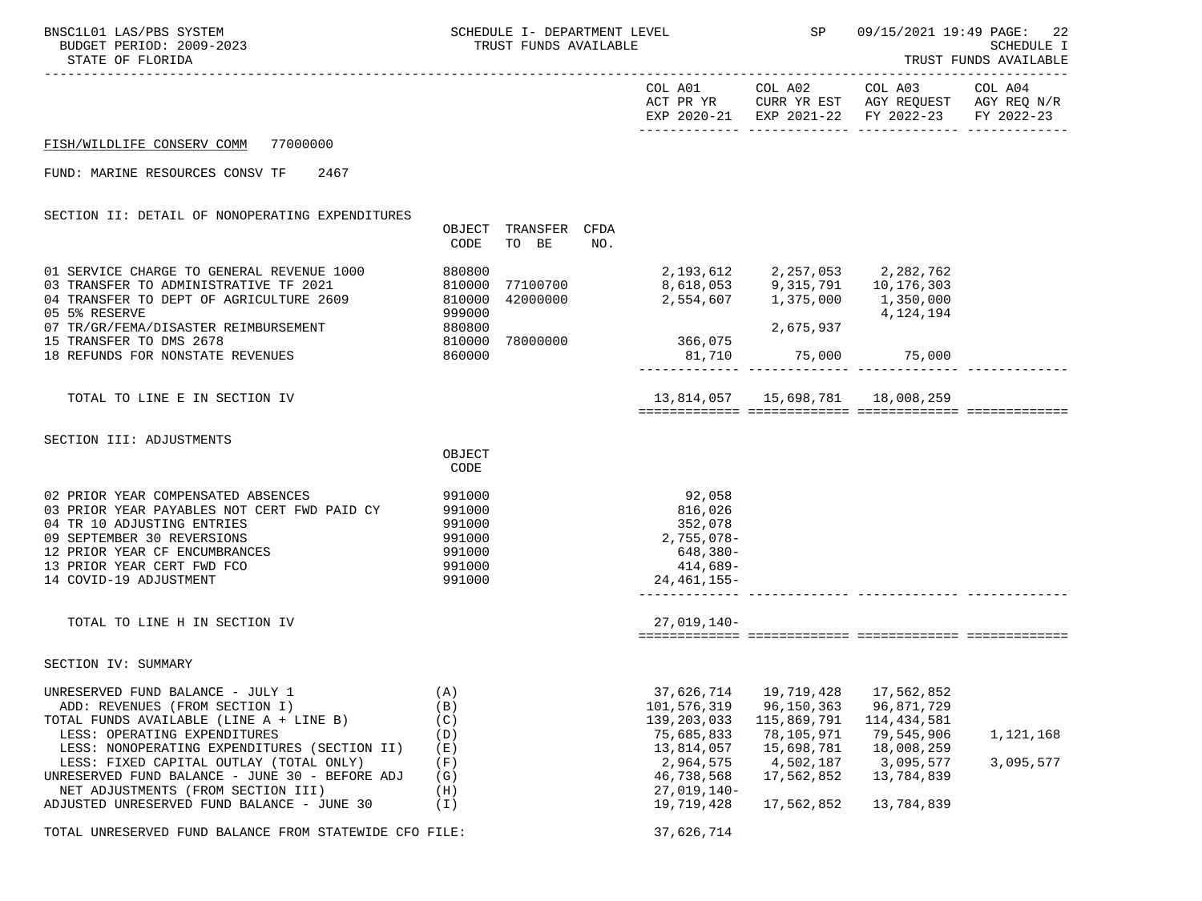BNSC1L01 LAS/PBS SYSTEM — SCHEDULE I- DEPARTMENT LEVEL — SP — 09/15/2021 19:49 PAGE: 22

BUDGET PERIOD: 2009-2023 — TRUST FUNDS AVAILABLE — SCHEDULE I

STATE OF FLORIDA — TRUST FUNDS AVAILABLE

**FISH/WILDLIFE CONSERV COMM 77000000**

FUND: MARINE RESOURCES CONSV TF 2467

## SECTION II: DETAIL OF NONOPERATING EXPENDITURES

| | OBJECT CODE | TRANSFER TO BE | CFDA NO. | COL A01 ACT PR YR EXP 2020-21 | COL A02 CURR YR EST EXP 2021-22 | COL A03 AGY REQUEST FY 2022-23 | COL A04 AGY REQ N/R FY 2022-23 |
|---|---|---|---|---|---|---|---|
| 01 SERVICE CHARGE TO GENERAL REVENUE 1000 | 880800 | | | 2,193,612 | 2,257,053 | 2,282,762 | |
| 03 TRANSFER TO ADMINISTRATIVE TF 2021 | 810000 | 77100700 | | 8,618,053 | 9,315,791 | 10,176,303 | |
| 04 TRANSFER TO DEPT OF AGRICULTURE 2609 | 810000 | 42000000 | | 2,554,607 | 1,375,000 | 1,350,000 | |
| 05 5% RESERVE | 999000 | | | | | 4,124,194 | |
| 07 TR/GR/FEMA/DISASTER REIMBURSEMENT | 880800 | | | | 2,675,937 | | |
| 15 TRANSFER TO DMS 2678 | 810000 | 78000000 | | 366,075 | | | |
| 18 REFUNDS FOR NONSTATE REVENUES | 860000 | | | 81,710 | 75,000 | 75,000 | |
| TOTAL TO LINE E IN SECTION IV | | | | 13,814,057 | 15,698,781 | 18,008,259 | |

## SECTION III: ADJUSTMENTS

| | OBJECT CODE | COL A01 | COL A02 | COL A03 | COL A04 |
|---|---|---|---|---|---|
| 02 PRIOR YEAR COMPENSATED ABSENCES | 991000 | 92,058 | | | |
| 03 PRIOR YEAR PAYABLES NOT CERT FWD PAID CY | 991000 | 816,026 | | | |
| 04 TR 10 ADJUSTING ENTRIES | 991000 | 352,078 | | | |
| 09 SEPTEMBER 30 REVERSIONS | 991000 | 2,755,078- | | | |
| 12 PRIOR YEAR CF ENCUMBRANCES | 991000 | 648,380- | | | |
| 13 PRIOR YEAR CERT FWD FCO | 991000 | 414,689- | | | |
| 14 COVID-19 ADJUSTMENT | 991000 | 24,461,155- | | | |
| TOTAL TO LINE H IN SECTION IV | | 27,019,140- | | | |

## SECTION IV: SUMMARY

| | | COL A01 | COL A02 | COL A03 | COL A04 |
|---|---|---|---|---|---|
| UNRESERVED FUND BALANCE - JULY 1 | (A) | 37,626,714 | 19,719,428 | 17,562,852 | |
| ADD: REVENUES (FROM SECTION I) | (B) | 101,576,319 | 96,150,363 | 96,871,729 | |
| TOTAL FUNDS AVAILABLE (LINE A + LINE B) | (C) | 139,203,033 | 115,869,791 | 114,434,581 | |
| LESS: OPERATING EXPENDITURES | (D) | 75,685,833 | 78,105,971 | 79,545,906 | 1,121,168 |
| LESS: NONOPERATING EXPENDITURES (SECTION II) | (E) | 13,814,057 | 15,698,781 | 18,008,259 | |
| LESS: FIXED CAPITAL OUTLAY (TOTAL ONLY) | (F) | 2,964,575 | 4,502,187 | 3,095,577 | 3,095,577 |
| UNRESERVED FUND BALANCE - JUNE 30 - BEFORE ADJ | (G) | 46,738,568 | 17,562,852 | 13,784,839 | |
| NET ADJUSTMENTS (FROM SECTION III) | (H) | 27,019,140- | | | |
| ADJUSTED UNRESERVED FUND BALANCE - JUNE 30 | (I) | 19,719,428 | 17,562,852 | 13,784,839 | |

TOTAL UNRESERVED FUND BALANCE FROM STATEWIDE CFO FILE: 37,626,714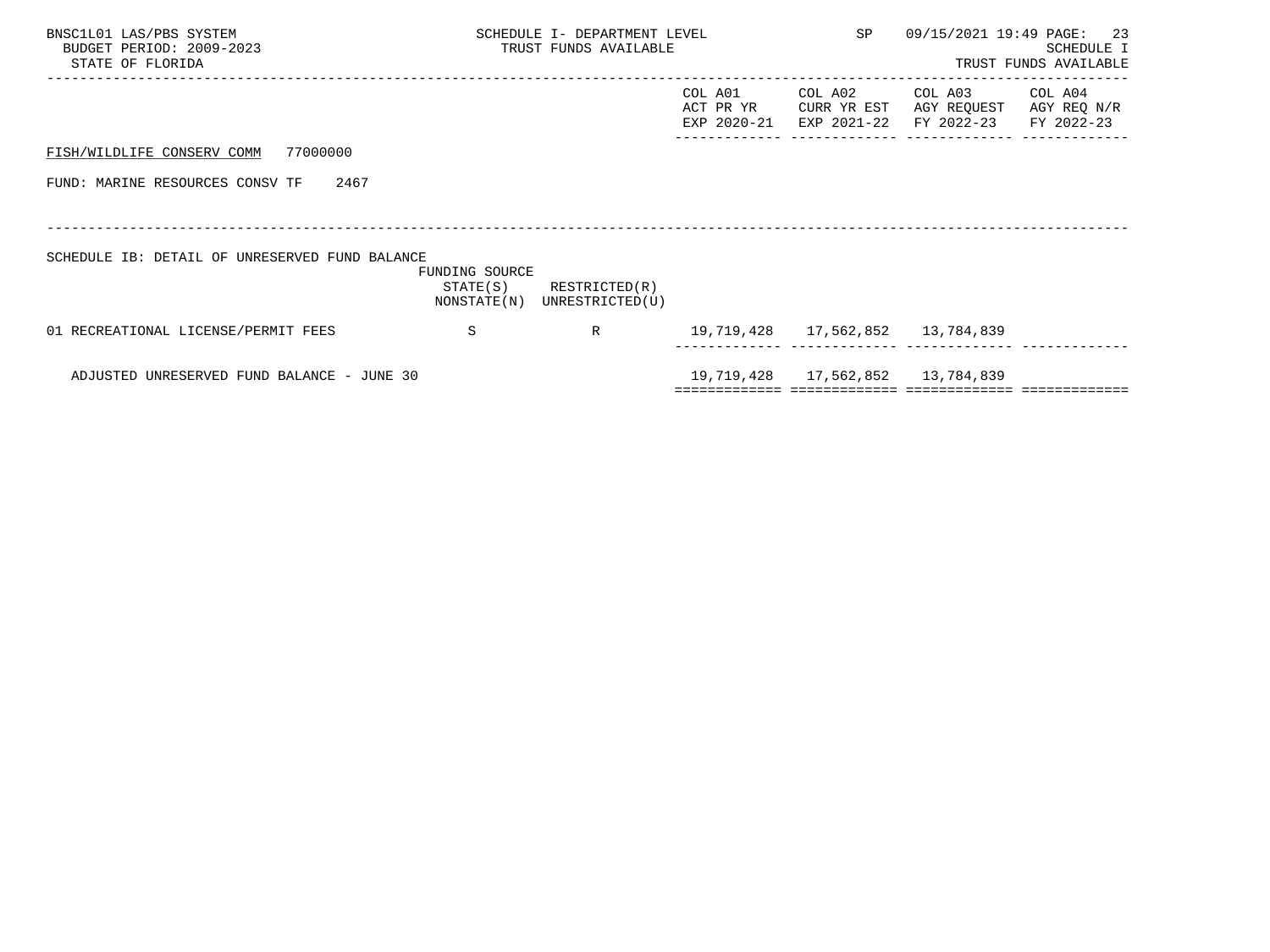FISH/WILDLIFE CONSERV COMM 77000000

FUND: MARINE RESOURCES CONSV TF 2467

SCHEDULE IB: DETAIL OF UNRESERVED FUND BALANCE

| | FUNDING SOURCE STATE(S) NONSTATE(N) | RESTRICTED(R) UNRESTRICTED(U) | COL A01 ACT PR YR EXP 2020-21 | COL A02 CURR YR EST EXP 2021-22 | COL A03 AGY REQUEST FY 2022-23 | COL A04 AGY REQ N/R FY 2022-23 |
|---|---|---|---|---|---|---|
| 01 RECREATIONAL LICENSE/PERMIT FEES | S | R | 19,719,428 | 17,562,852 | 13,784,839 | |
| ADJUSTED UNRESERVED FUND BALANCE - JUNE 30 | | | 19,719,428 | 17,562,852 | 13,784,839 | |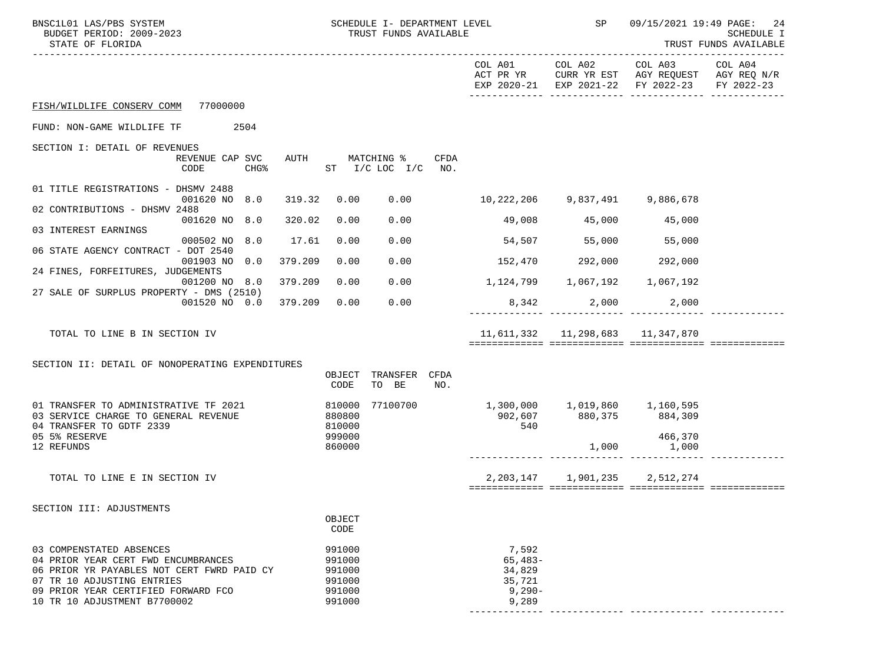BNSC1L01 LAS/PBS SYSTEM — SCHEDULE I- DEPARTMENT LEVEL — TRUST FUNDS AVAILABLE — SP 09/15/2021 19:49

BUDGET PERIOD: 2009-2023

STATE OF FLORIDA

SCHEDULE I — TRUST FUNDS AVAILABLE

FISH/WILDLIFE CONSERV COMM 77000000

FUND: NON-GAME WILDLIFE TF 2504

## SECTION I: DETAIL OF REVENUES

| | REVENUE CODE | CAP CHG% | SVC | AUTH | MATCHING % ST | I/C LOC I/C | CFDA NO. | COL A01 ACT PR YR EXP 2020-21 | COL A02 CURR YR EST EXP 2021-22 | COL A03 AGY REQUEST FY 2022-23 | COL A04 AGY REQ N/R FY 2022-23 |
|---|---|---|---|---|---|---|---|---|---|---|---|
| 01 TITLE REGISTRATIONS - DHSMV 2488 | 001620 | NO | 8.0 | 319.32 | 0.00 | 0.00 | | 10,222,206 | 9,837,491 | 9,886,678 | |
| 02 CONTRIBUTIONS - DHSMV 2488 | 001620 | NO | 8.0 | 320.02 | 0.00 | 0.00 | | 49,008 | 45,000 | 45,000 | |
| 03 INTEREST EARNINGS | 000502 | NO | 8.0 | 17.61 | 0.00 | 0.00 | | 54,507 | 55,000 | 55,000 | |
| 06 STATE AGENCY CONTRACT - DOT 2540 | 001903 | NO | 0.0 | 379.209 | 0.00 | 0.00 | | 152,470 | 292,000 | 292,000 | |
| 24 FINES, FORFEITURES, JUDGEMENTS | 001200 | NO | 8.0 | 379.209 | 0.00 | 0.00 | | 1,124,799 | 1,067,192 | 1,067,192 | |
| 27 SALE OF SURPLUS PROPERTY - DMS (2510) | 001520 | NO | 0.0 | 379.209 | 0.00 | 0.00 | | 8,342 | 2,000 | 2,000 | |
| TOTAL TO LINE B IN SECTION IV | | | | | | | | 11,611,332 | 11,298,683 | 11,347,870 | |

## SECTION II: DETAIL OF NONOPERATING EXPENDITURES

| | OBJECT CODE | TRANSFER TO BE | CFDA NO. | COL A01 | COL A02 | COL A03 | COL A04 |
|---|---|---|---|---|---|---|---|
| 01 TRANSFER TO ADMINISTRATIVE TF 2021 | 810000 | 77100700 | | 1,300,000 | 1,019,860 | 1,160,595 | |
| 03 SERVICE CHARGE TO GENERAL REVENUE | 880800 | | | 902,607 | 880,375 | 884,309 | |
| 04 TRANSFER TO GDTF 2339 | 810000 | | | 540 | | | |
| 05 5% RESERVE | 999000 | | | | | 466,370 | |
| 12 REFUNDS | 860000 | | | | 1,000 | 1,000 | |
| TOTAL TO LINE E IN SECTION IV | | | | 2,203,147 | 1,901,235 | 2,512,274 | |

## SECTION III: ADJUSTMENTS

| | OBJECT CODE | COL A01 | COL A02 | COL A03 | COL A04 |
|---|---|---|---|---|---|
| 03 COMPENSTATED ABSENCES | 991000 | 7,592 | | | |
| 04 PRIOR YEAR CERT FWD ENCUMBRANCES | 991000 | 65,483- | | | |
| 06 PRIOR YR PAYABLES NOT CERT FWRD PAID CY | 991000 | 34,829 | | | |
| 07 TR 10 ADJUSTING ENTRIES | 991000 | 35,721 | | | |
| 09 PRIOR YEAR CERTIFIED FORWARD FCO | 991000 | 9,290- | | | |
| 10 TR 10 ADJUSTMENT B7700002 | 991000 | 9,289 | | | |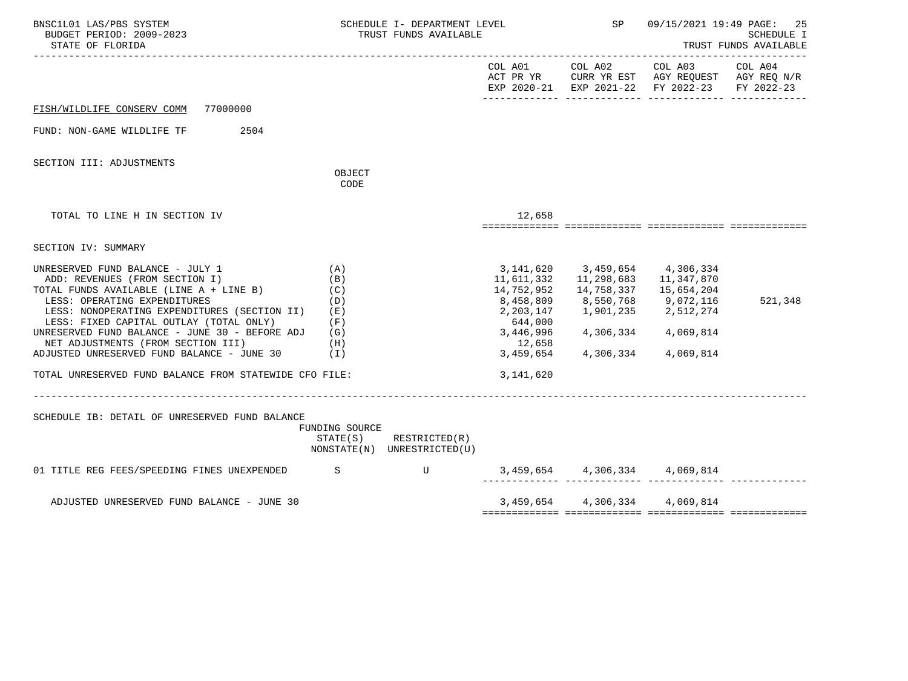FISH/WILDLIFE CONSERV COMM 77000000

FUND: NON-GAME WILDLIFE TF 2504

## SECTION III: ADJUSTMENTS

| | OBJECT CODE | COL A01 ACT PR YR EXP 2020-21 | COL A02 CURR YR EST EXP 2021-22 | COL A03 AGY REQUEST FY 2022-23 | COL A04 AGY REQ N/R FY 2022-23 |
|---|---|---|---|---|---|
| TOTAL TO LINE H IN SECTION IV | | 12,658 | | | |

## SECTION IV: SUMMARY

| | | COL A01 ACT PR YR EXP 2020-21 | COL A02 CURR YR EST EXP 2021-22 | COL A03 AGY REQUEST FY 2022-23 | COL A04 AGY REQ N/R FY 2022-23 |
|---|---|---|---|---|---|
| UNRESERVED FUND BALANCE - JULY 1 | (A) | 3,141,620 | 3,459,654 | 4,306,334 | |
| ADD: REVENUES (FROM SECTION I) | (B) | 11,611,332 | 11,298,683 | 11,347,870 | |
| TOTAL FUNDS AVAILABLE (LINE A + LINE B) | (C) | 14,752,952 | 14,758,337 | 15,654,204 | |
| LESS: OPERATING EXPENDITURES | (D) | 8,458,809 | 8,550,768 | 9,072,116 | 521,348 |
| LESS: NONOPERATING EXPENDITURES (SECTION II) | (E) | 2,203,147 | 1,901,235 | 2,512,274 | |
| LESS: FIXED CAPITAL OUTLAY (TOTAL ONLY) | (F) | 644,000 | | | |
| UNRESERVED FUND BALANCE - JUNE 30 - BEFORE ADJ | (G) | 3,446,996 | 4,306,334 | 4,069,814 | |
| NET ADJUSTMENTS (FROM SECTION III) | (H) | 12,658 | | | |
| ADJUSTED UNRESERVED FUND BALANCE - JUNE 30 | (I) | 3,459,654 | 4,306,334 | 4,069,814 | |
| TOTAL UNRESERVED FUND BALANCE FROM STATEWIDE CFO FILE: | | 3,141,620 | | | |

## SCHEDULE IB: DETAIL OF UNRESERVED FUND BALANCE

| | FUNDING SOURCE STATE(S) NONSTATE(N) | RESTRICTED(R) UNRESTRICTED(U) | COL A01 | COL A02 | COL A03 | COL A04 |
|---|---|---|---|---|---|---|
| 01 TITLE REG FEES/SPEEDING FINES UNEXPENDED | S | U | 3,459,654 | 4,306,334 | 4,069,814 | |
| ADJUSTED UNRESERVED FUND BALANCE - JUNE 30 | | | 3,459,654 | 4,306,334 | 4,069,814 | |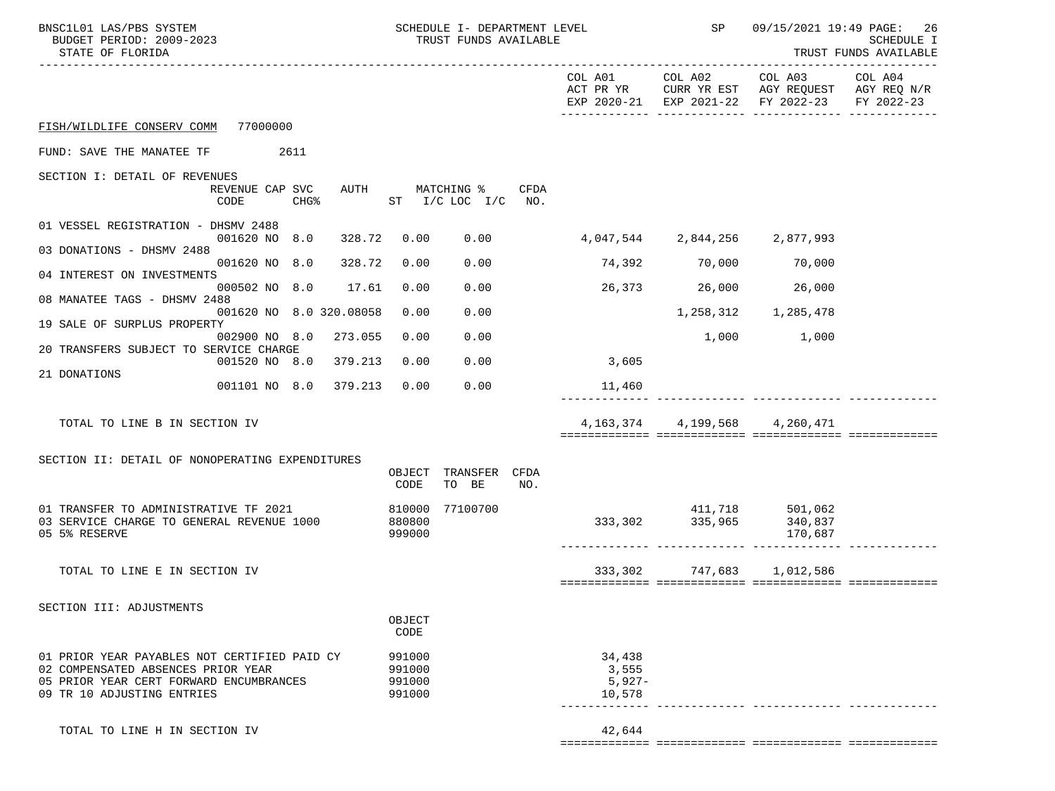FISH/WILDLIFE CONSERV COMM 77000000

FUND: SAVE THE MANATEE TF 2611

## SECTION I: DETAIL OF REVENUES

| | REVENUE CODE | CAP | SVC CHG% | AUTH | ST | MATCHING % I/C LOC | I/C | CFDA NO. | COL A01 ACT PR YR EXP 2020-21 | COL A02 CURR YR EST EXP 2021-22 | COL A03 AGY REQUEST FY 2022-23 | COL A04 AGY REQ N/R FY 2022-23 |
|---|---|---|---|---|---|---|---|---|---|---|---|---|
| 01 VESSEL REGISTRATION - DHSMV 2488 | 001620 | NO | 8.0 | 328.72 | 0.00 | 0.00 | | | 4,047,544 | 2,844,256 | 2,877,993 | |
| 03 DONATIONS - DHSMV 2488 | 001620 | NO | 8.0 | 328.72 | 0.00 | 0.00 | | | 74,392 | 70,000 | 70,000 | |
| 04 INTEREST ON INVESTMENTS | 000502 | NO | 8.0 | 17.61 | 0.00 | 0.00 | | | 26,373 | 26,000 | 26,000 | |
| 08 MANATEE TAGS - DHSMV 2488 | 001620 | NO | 8.0 | 320.08058 | 0.00 | 0.00 | | | | 1,258,312 | 1,285,478 | |
| 19 SALE OF SURPLUS PROPERTY | 002900 | NO | 8.0 | 273.055 | 0.00 | 0.00 | | | | 1,000 | 1,000 | |
| 20 TRANSFERS SUBJECT TO SERVICE CHARGE | 001520 | NO | 8.0 | 379.213 | 0.00 | 0.00 | | | 3,605 | | | |
| 21 DONATIONS | 001101 | NO | 8.0 | 379.213 | 0.00 | 0.00 | | | 11,460 | | | |
| TOTAL TO LINE B IN SECTION IV | | | | | | | | | 4,163,374 | 4,199,568 | 4,260,471 | |

## SECTION II: DETAIL OF NONOPERATING EXPENDITURES

| | OBJECT CODE | TRANSFER TO BE | CFDA NO. | COL A01 | COL A02 | COL A03 | COL A04 |
|---|---|---|---|---|---|---|---|
| 01 TRANSFER TO ADMINISTRATIVE TF 2021 | 810000 | 77100700 | | | 411,718 | 501,062 | |
| 03 SERVICE CHARGE TO GENERAL REVENUE 1000 | 880800 | | | 333,302 | 335,965 | 340,837 | |
| 05 5% RESERVE | 999000 | | | | | 170,687 | |
| TOTAL TO LINE E IN SECTION IV | | | | 333,302 | 747,683 | 1,012,586 | |

## SECTION III: ADJUSTMENTS

| | OBJECT CODE | COL A01 | COL A02 | COL A03 | COL A04 |
|---|---|---|---|---|---|
| 01 PRIOR YEAR PAYABLES NOT CERTIFIED PAID CY | 991000 | 34,438 | | | |
| 02 COMPENSATED ABSENCES PRIOR YEAR | 991000 | 3,555 | | | |
| 05 PRIOR YEAR CERT FORWARD ENCUMBRANCES | 991000 | 5,927- | | | |
| 09 TR 10 ADJUSTING ENTRIES | 991000 | 10,578 | | | |
| TOTAL TO LINE H IN SECTION IV | | 42,644 | | | |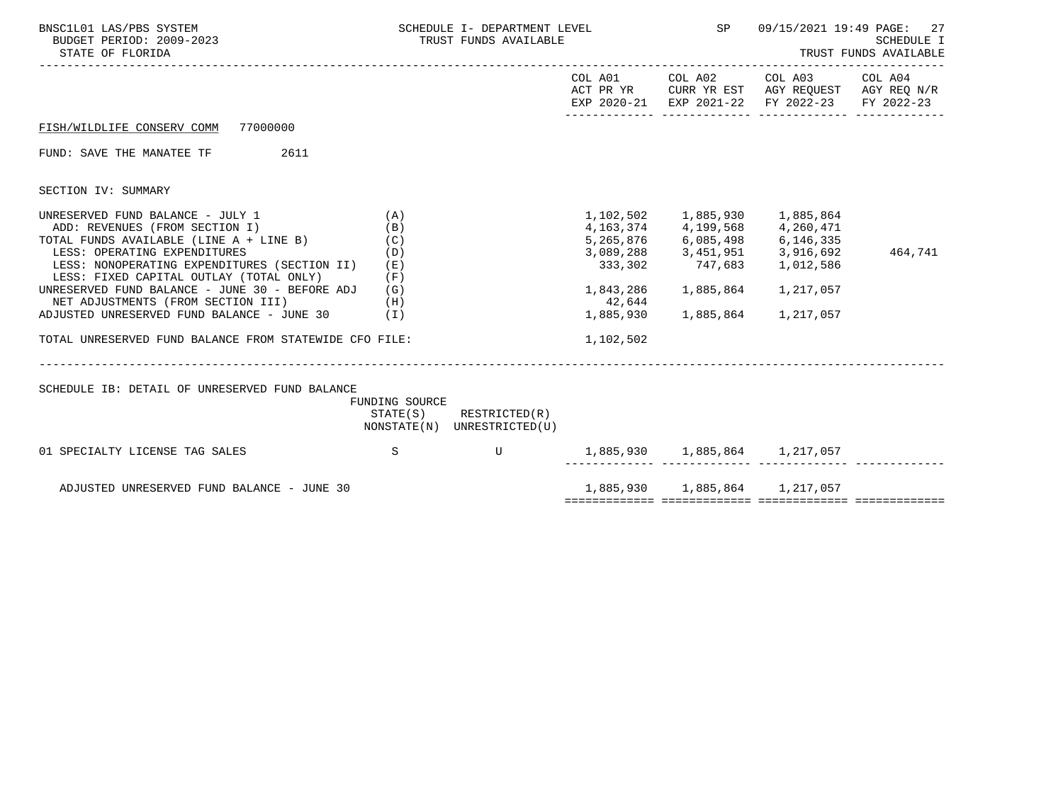FISH/WILDLIFE CONSERV COMM 77000000

FUND: SAVE THE MANATEE TF 2611

SECTION IV: SUMMARY

| | | COL A01 ACT PR YR EXP 2020-21 | COL A02 CURR YR EST EXP 2021-22 | COL A03 AGY REQUEST FY 2022-23 | COL A04 AGY REQ N/R FY 2022-23 |
|---|---|---|---|---|---|
| UNRESERVED FUND BALANCE - JULY 1 | (A) | 1,102,502 | 1,885,930 | 1,885,864 | |
| ADD: REVENUES (FROM SECTION I) | (B) | 4,163,374 | 4,199,568 | 4,260,471 | |
| TOTAL FUNDS AVAILABLE (LINE A + LINE B) | (C) | 5,265,876 | 6,085,498 | 6,146,335 | |
| LESS: OPERATING EXPENDITURES | (D) | 3,089,288 | 3,451,951 | 3,916,692 | 464,741 |
| LESS: NONOPERATING EXPENDITURES (SECTION II) | (E) | 333,302 | 747,683 | 1,012,586 | |
| LESS: FIXED CAPITAL OUTLAY (TOTAL ONLY) | (F) | | | | |
| UNRESERVED FUND BALANCE - JUNE 30 - BEFORE ADJ | (G) | 1,843,286 | 1,885,864 | 1,217,057 | |
| NET ADJUSTMENTS (FROM SECTION III) | (H) | 42,644 | | | |
| ADJUSTED UNRESERVED FUND BALANCE - JUNE 30 | (I) | 1,885,930 | 1,885,864 | 1,217,057 | |
| TOTAL UNRESERVED FUND BALANCE FROM STATEWIDE CFO FILE: | | 1,102,502 | | | |

SCHEDULE IB: DETAIL OF UNRESERVED FUND BALANCE

| | FUNDING SOURCE STATE(S) NONSTATE(N) | RESTRICTED(R) UNRESTRICTED(U) | COL A01 | COL A02 | COL A03 | COL A04 |
|---|---|---|---|---|---|---|
| 01 SPECIALTY LICENSE TAG SALES | S | U | 1,885,930 | 1,885,864 | 1,217,057 | |
| ADJUSTED UNRESERVED FUND BALANCE - JUNE 30 | | | 1,885,930 | 1,885,864 | 1,217,057 | |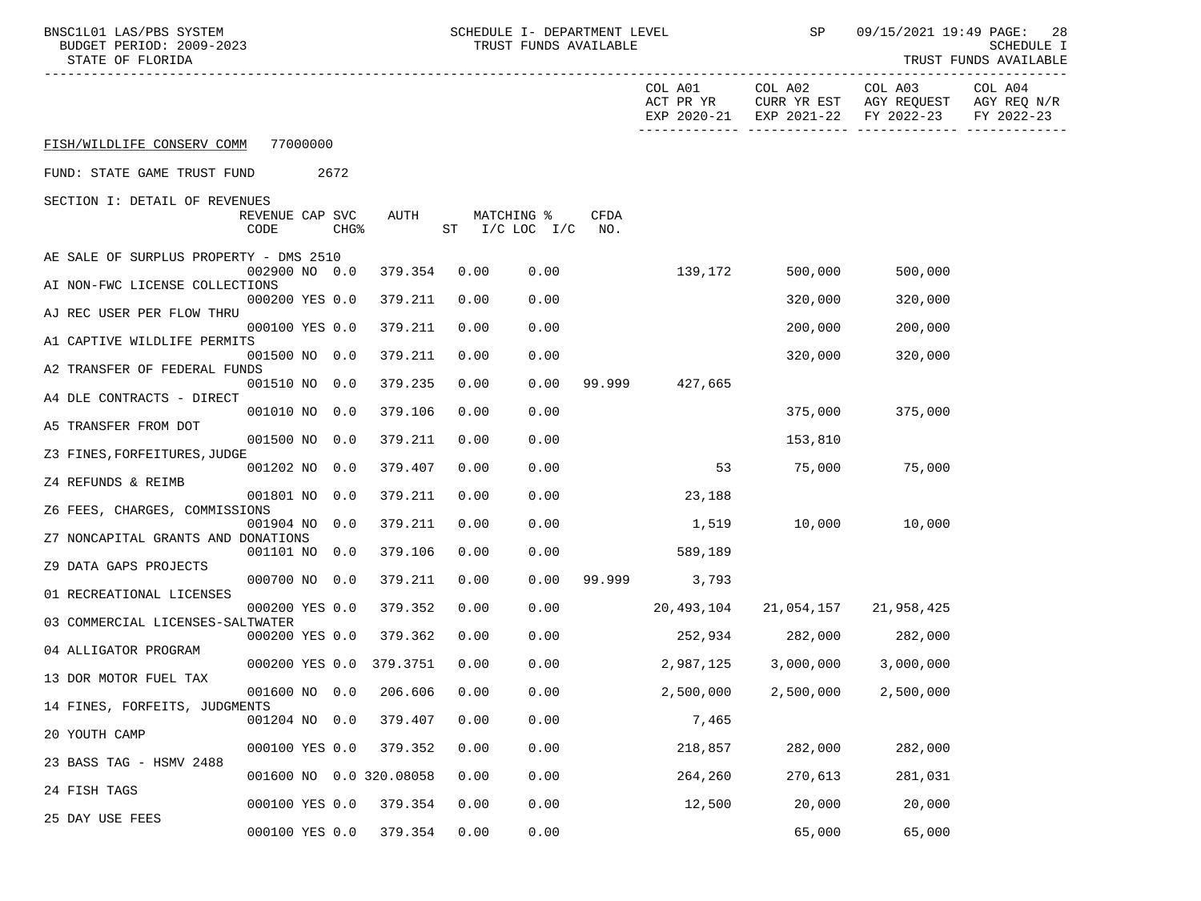FISH/WILDLIFE CONSERV COMM 77000000

FUND: STATE GAME TRUST FUND 2672

SECTION I: DETAIL OF REVENUES

| Revenue | REVENUE CODE | CAP | SVC CHG% | AUTH | MATCHING % ST | I/C LOC | I/C | CFDA NO. | COL A01 ACT PR YR EXP 2020-21 | COL A02 CURR YR EST EXP 2021-22 | COL A03 AGY REQUEST FY 2022-23 | COL A04 AGY REQ N/R FY 2022-23 |
|---|---|---|---|---|---|---|---|---|---|---|---|---|
| AE SALE OF SURPLUS PROPERTY - DMS 2510 | 002900 | NO | 0.0 | 379.354 | 0.00 | 0.00 | | | 139,172 | 500,000 | 500,000 | |
| AI NON-FWC LICENSE COLLECTIONS | 000200 | YES | 0.0 | 379.211 | 0.00 | 0.00 | | | | 320,000 | 320,000 | |
| AJ REC USER PER FLOW THRU | 000100 | YES | 0.0 | 379.211 | 0.00 | 0.00 | | | | 200,000 | 200,000 | |
| A1 CAPTIVE WILDLIFE PERMITS | 001500 | NO | 0.0 | 379.211 | 0.00 | 0.00 | | | | 320,000 | 320,000 | |
| A2 TRANSFER OF FEDERAL FUNDS | 001510 | NO | 0.0 | 379.235 | 0.00 | 0.00 | | 99.999 | 427,665 | | | |
| A4 DLE CONTRACTS - DIRECT | 001010 | NO | 0.0 | 379.106 | 0.00 | 0.00 | | | | 375,000 | 375,000 | |
| A5 TRANSFER FROM DOT | 001500 | NO | 0.0 | 379.211 | 0.00 | 0.00 | | | | 153,810 | | |
| Z3 FINES,FORFEITURES,JUDGE | 001202 | NO | 0.0 | 379.407 | 0.00 | 0.00 | | | 53 | 75,000 | 75,000 | |
| Z4 REFUNDS & REIMB | 001801 | NO | 0.0 | 379.211 | 0.00 | 0.00 | | | 23,188 | | | |
| Z6 FEES, CHARGES, COMMISSIONS | 001904 | NO | 0.0 | 379.211 | 0.00 | 0.00 | | | 1,519 | 10,000 | 10,000 | |
| Z7 NONCAPITAL GRANTS AND DONATIONS | 001101 | NO | 0.0 | 379.106 | 0.00 | 0.00 | | | 589,189 | | | |
| Z9 DATA GAPS PROJECTS | 000700 | NO | 0.0 | 379.211 | 0.00 | 0.00 | | 99.999 | 3,793 | | | |
| 01 RECREATIONAL LICENSES | 000200 | YES | 0.0 | 379.352 | 0.00 | 0.00 | | | 20,493,104 | 21,054,157 | 21,958,425 | |
| 03 COMMERCIAL LICENSES-SALTWATER | 000200 | YES | 0.0 | 379.362 | 0.00 | 0.00 | | | 252,934 | 282,000 | 282,000 | |
| 04 ALLIGATOR PROGRAM | 000200 | YES | 0.0 | 379.3751 | 0.00 | 0.00 | | | 2,987,125 | 3,000,000 | 3,000,000 | |
| 13 DOR MOTOR FUEL TAX | 001600 | NO | 0.0 | 206.606 | 0.00 | 0.00 | | | 2,500,000 | 2,500,000 | 2,500,000 | |
| 14 FINES, FORFEITS, JUDGMENTS | 001204 | NO | 0.0 | 379.407 | 0.00 | 0.00 | | | 7,465 | | | |
| 20 YOUTH CAMP | 000100 | YES | 0.0 | 379.352 | 0.00 | 0.00 | | | 218,857 | 282,000 | 282,000 | |
| 23 BASS TAG - HSMV 2488 | 001600 | NO | 0.0 | 320.08058 | 0.00 | 0.00 | | | 264,260 | 270,613 | 281,031 | |
| 24 FISH TAGS | 000100 | YES | 0.0 | 379.354 | 0.00 | 0.00 | | | 12,500 | 20,000 | 20,000 | |
| 25 DAY USE FEES | 000100 | YES | 0.0 | 379.354 | 0.00 | 0.00 | | | | 65,000 | 65,000 | |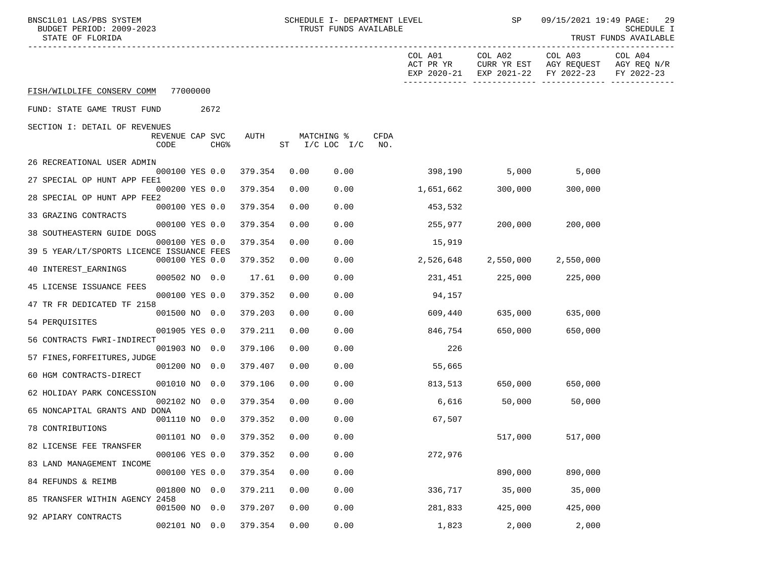BNSC1L01 LAS/PBS SYSTEM — SCHEDULE I- DEPARTMENT LEVEL — TRUST FUNDS AVAILABLE — SP 09/15/2021 19:49

BUDGET PERIOD: 2009-2023 — SCHEDULE I

STATE OF FLORIDA — TRUST FUNDS AVAILABLE

FISH/WILDLIFE CONSERV COMM 77000000

FUND: STATE GAME TRUST FUND 2672

SECTION I: DETAIL OF REVENUES

| | REVENUE CODE | CAP | SVC CHG% | AUTH | MATCHING % ST | I/C LOC I/C | CFDA NO. | COL A01 ACT PR YR EXP 2020-21 | COL A02 CURR YR EST EXP 2021-22 | COL A03 AGY REQUEST FY 2022-23 | COL A04 AGY REQ N/R FY 2022-23 |
|---|---|---|---|---|---|---|---|---|---|---|---|
| 26 RECREATIONAL USER ADMIN | 000100 | YES | 0.0 | 379.354 | 0.00 | 0.00 | | 398,190 | 5,000 | 5,000 | |
| 27 SPECIAL OP HUNT APP FEE1 | 000200 | YES | 0.0 | 379.354 | 0.00 | 0.00 | | 1,651,662 | 300,000 | 300,000 | |
| 28 SPECIAL OP HUNT APP FEE2 | 000100 | YES | 0.0 | 379.354 | 0.00 | 0.00 | | 453,532 | | | |
| 33 GRAZING CONTRACTS | 000100 | YES | 0.0 | 379.354 | 0.00 | 0.00 | | 255,977 | 200,000 | 200,000 | |
| 38 SOUTHEASTERN GUIDE DOGS | 000100 | YES | 0.0 | 379.354 | 0.00 | 0.00 | | 15,919 | | | |
| 39 5 YEAR/LT/SPORTS LICENCE ISSUANCE FEES | 000100 | YES | 0.0 | 379.352 | 0.00 | 0.00 | | 2,526,648 | 2,550,000 | 2,550,000 | |
| 40 INTEREST_EARNINGS | 000502 | NO | 0.0 | 17.61 | 0.00 | 0.00 | | 231,451 | 225,000 | 225,000 | |
| 45 LICENSE ISSUANCE FEES | 000100 | YES | 0.0 | 379.352 | 0.00 | 0.00 | | 94,157 | | | |
| 47 TR FR DEDICATED TF 2158 | 001500 | NO | 0.0 | 379.203 | 0.00 | 0.00 | | 609,440 | 635,000 | 635,000 | |
| 54 PERQUISITES | 001905 | YES | 0.0 | 379.211 | 0.00 | 0.00 | | 846,754 | 650,000 | 650,000 | |
| 56 CONTRACTS FWRI-INDIRECT | 001903 | NO | 0.0 | 379.106 | 0.00 | 0.00 | | 226 | | | |
| 57 FINES,FORFEITURES,JUDGE | 001200 | NO | 0.0 | 379.407 | 0.00 | 0.00 | | 55,665 | | | |
| 60 HGM CONTRACTS-DIRECT | 001010 | NO | 0.0 | 379.106 | 0.00 | 0.00 | | 813,513 | 650,000 | 650,000 | |
| 62 HOLIDAY PARK CONCESSION | 002102 | NO | 0.0 | 379.354 | 0.00 | 0.00 | | 6,616 | 50,000 | 50,000 | |
| 65 NONCAPITAL GRANTS AND DONA | 001110 | NO | 0.0 | 379.352 | 0.00 | 0.00 | | 67,507 | | | |
| 78 CONTRIBUTIONS | 001101 | NO | 0.0 | 379.352 | 0.00 | 0.00 | | | 517,000 | 517,000 | |
| 82 LICENSE FEE TRANSFER | 000106 | YES | 0.0 | 379.352 | 0.00 | 0.00 | | 272,976 | | | |
| 83 LAND MANAGEMENT INCOME | 000100 | YES | 0.0 | 379.354 | 0.00 | 0.00 | | | 890,000 | 890,000 | |
| 84 REFUNDS & REIMB | 001800 | NO | 0.0 | 379.211 | 0.00 | 0.00 | | 336,717 | 35,000 | 35,000 | |
| 85 TRANSFER WITHIN AGENCY 2458 | 001500 | NO | 0.0 | 379.207 | 0.00 | 0.00 | | 281,833 | 425,000 | 425,000 | |
| 92 APIARY CONTRACTS | 002101 | NO | 0.0 | 379.354 | 0.00 | 0.00 | | 1,823 | 2,000 | 2,000 | |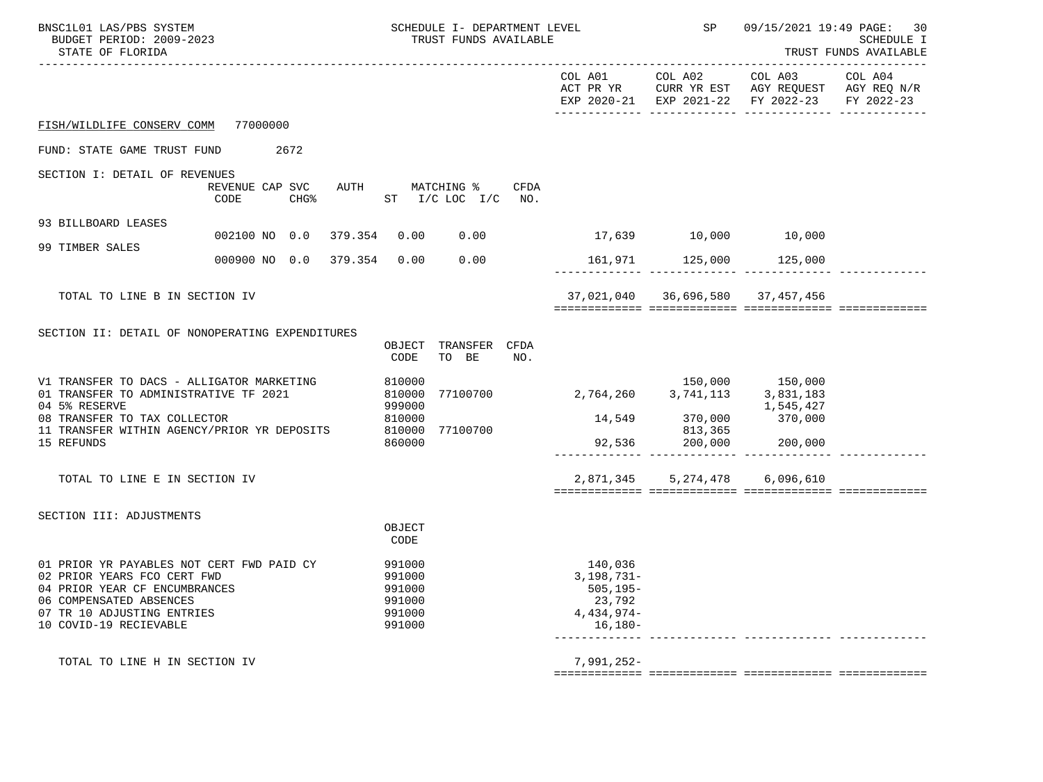FISH/WILDLIFE CONSERV COMM 77000000

FUND: STATE GAME TRUST FUND 2672

## SECTION I: DETAIL OF REVENUES

| | REVENUE CODE | CAP CHG% | SVC | AUTH | MATCHING % ST | I/C LOC I/C | CFDA NO. | COL A01 ACT PR YR EXP 2020-21 | COL A02 CURR YR EST EXP 2021-22 | COL A03 AGY REQUEST FY 2022-23 | COL A04 AGY REQ N/R FY 2022-23 |
|---|---|---|---|---|---|---|---|---|---|---|---|
| 93 BILLBOARD LEASES | 002100 | NO | 0.0 | 379.354 | 0.00 | 0.00 | | 17,639 | 10,000 | 10,000 | |
| 99 TIMBER SALES | 000900 | NO | 0.0 | 379.354 | 0.00 | 0.00 | | 161,971 | 125,000 | 125,000 | |
| TOTAL TO LINE B IN SECTION IV | | | | | | | | 37,021,040 | 36,696,580 | 37,457,456 | |

## SECTION II: DETAIL OF NONOPERATING EXPENDITURES

| | OBJECT CODE | TRANSFER TO BE | CFDA NO. | COL A01 ACT PR YR EXP 2020-21 | COL A02 CURR YR EST EXP 2021-22 | COL A03 AGY REQUEST FY 2022-23 | COL A04 AGY REQ N/R FY 2022-23 |
|---|---|---|---|---|---|---|---|
| V1 TRANSFER TO DACS - ALLIGATOR MARKETING | 810000 | | | | 150,000 | 150,000 | |
| 01 TRANSFER TO ADMINISTRATIVE TF 2021 | 810000 | 77100700 | | 2,764,260 | 3,741,113 | 3,831,183 | |
| 04 5% RESERVE | 999000 | | | | | 1,545,427 | |
| 08 TRANSFER TO TAX COLLECTOR | 810000 | | | 14,549 | 370,000 | 370,000 | |
| 11 TRANSFER WITHIN AGENCY/PRIOR YR DEPOSITS | 810000 | 77100700 | | | 813,365 | | |
| 15 REFUNDS | 860000 | | | 92,536 | 200,000 | 200,000 | |
| TOTAL TO LINE E IN SECTION IV | | | | 2,871,345 | 5,274,478 | 6,096,610 | |

## SECTION III: ADJUSTMENTS

| | OBJECT CODE | COL A01 ACT PR YR EXP 2020-21 | COL A02 CURR YR EST EXP 2021-22 | COL A03 AGY REQUEST FY 2022-23 | COL A04 AGY REQ N/R FY 2022-23 |
|---|---|---|---|---|---|
| 01 PRIOR YR PAYABLES NOT CERT FWD PAID CY | 991000 | 140,036 | | | |
| 02 PRIOR YEARS FCO CERT FWD | 991000 | 3,198,731- | | | |
| 04 PRIOR YEAR CF ENCUMBRANCES | 991000 | 505,195- | | | |
| 06 COMPENSATED ABSENCES | 991000 | 23,792 | | | |
| 07 TR 10 ADJUSTING ENTRIES | 991000 | 4,434,974- | | | |
| 10 COVID-19 RECIEVABLE | 991000 | 16,180- | | | |
| TOTAL TO LINE H IN SECTION IV | | 7,991,252- | | | |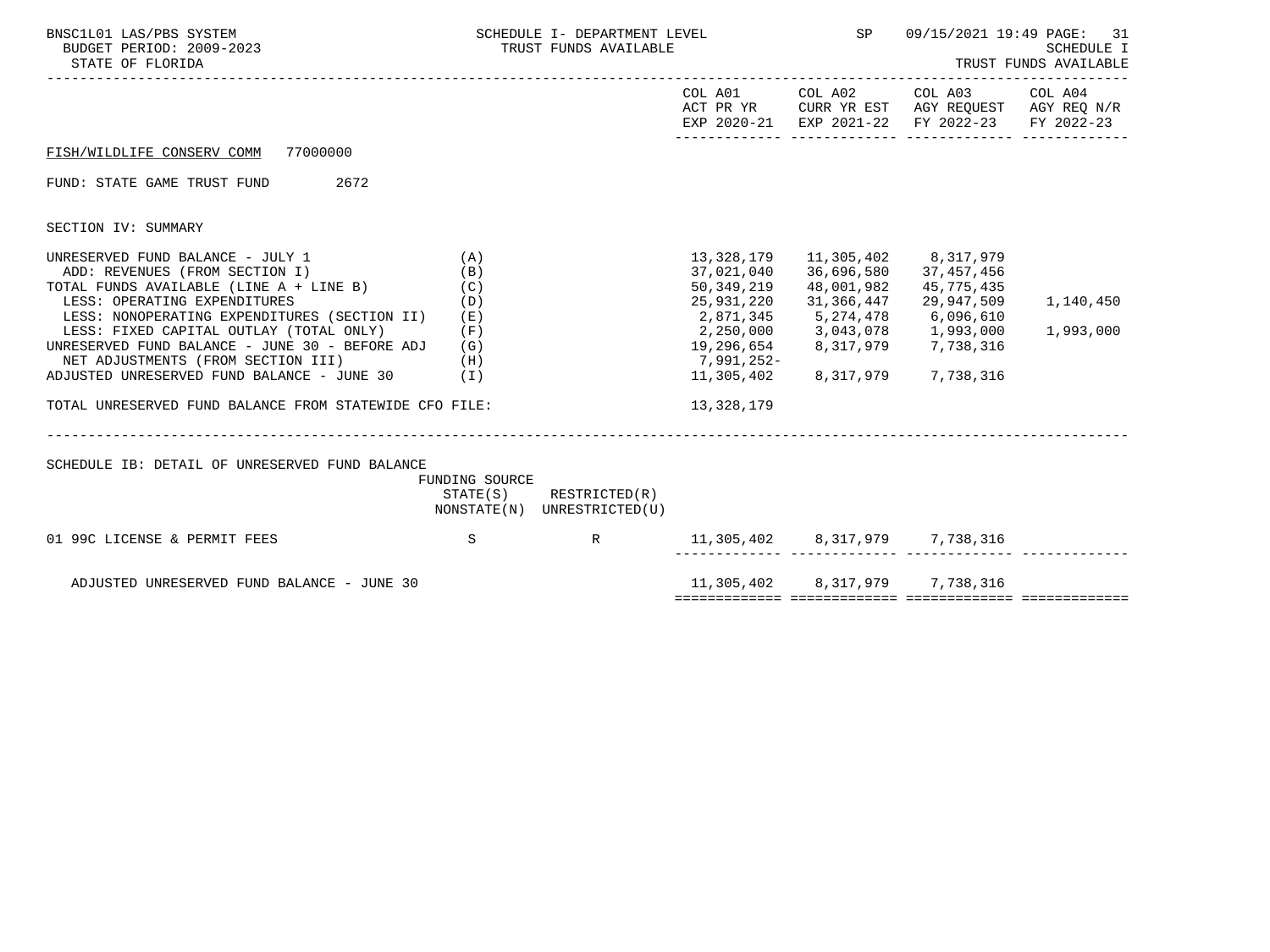BNSC1L01 LAS/PBS SYSTEM
BUDGET PERIOD: 2009-2023
STATE OF FLORIDA

SCHEDULE I- DEPARTMENT LEVEL
TRUST FUNDS AVAILABLE

SP 09/15/2021 19:49

SCHEDULE I
TRUST FUNDS AVAILABLE

| | | COL A01 ACT PR YR EXP 2020-21 | COL A02 CURR YR EST EXP 2021-22 | COL A03 AGY REQUEST FY 2022-23 | COL A04 AGY REQ N/R FY 2022-23 |
|---|---|---|---|---|---|
| FISH/WILDLIFE CONSERV COMM 77000000 | | | | | |
| FUND: STATE GAME TRUST FUND 2672 | | | | | |
| SECTION IV: SUMMARY | | | | | |
| UNRESERVED FUND BALANCE - JULY 1 | (A) | 13,328,179 | 11,305,402 | 8,317,979 | |
| ADD: REVENUES (FROM SECTION I) | (B) | 37,021,040 | 36,696,580 | 37,457,456 | |
| TOTAL FUNDS AVAILABLE (LINE A + LINE B) | (C) | 50,349,219 | 48,001,982 | 45,775,435 | |
| LESS: OPERATING EXPENDITURES | (D) | 25,931,220 | 31,366,447 | 29,947,509 | 1,140,450 |
| LESS: NONOPERATING EXPENDITURES (SECTION II) | (E) | 2,871,345 | 5,274,478 | 6,096,610 | |
| LESS: FIXED CAPITAL OUTLAY (TOTAL ONLY) | (F) | 2,250,000 | 3,043,078 | 1,993,000 | 1,993,000 |
| UNRESERVED FUND BALANCE - JUNE 30 - BEFORE ADJ | (G) | 19,296,654 | 8,317,979 | 7,738,316 | |
| NET ADJUSTMENTS (FROM SECTION III) | (H) | 7,991,252- | | | |
| ADJUSTED UNRESERVED FUND BALANCE - JUNE 30 | (I) | 11,305,402 | 8,317,979 | 7,738,316 | |
| TOTAL UNRESERVED FUND BALANCE FROM STATEWIDE CFO FILE: | | 13,328,179 | | | |

SCHEDULE IB: DETAIL OF UNRESERVED FUND BALANCE

| | FUNDING SOURCE STATE(S) NONSTATE(N) | RESTRICTED(R) UNRESTRICTED(U) | COL A01 | COL A02 | COL A03 | COL A04 |
|---|---|---|---|---|---|---|
| 01 99C LICENSE & PERMIT FEES | S | R | 11,305,402 | 8,317,979 | 7,738,316 | |
| ADJUSTED UNRESERVED FUND BALANCE - JUNE 30 | | | 11,305,402 | 8,317,979 | 7,738,316 | |